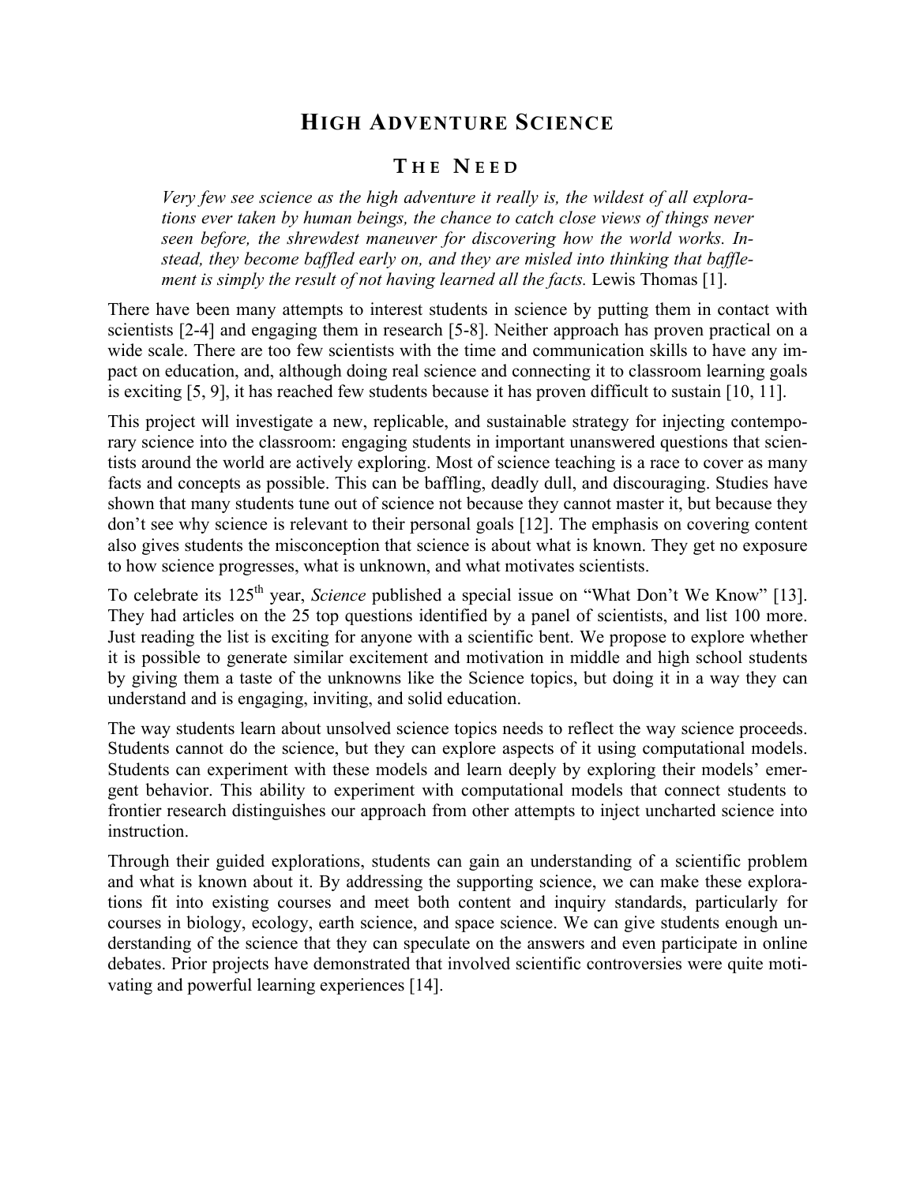# HIGH ADVENTURE SCIENCE

## THE NEED

> *Very few see science as the high adventure it really is, the wildest of all explorations ever taken by human beings, the chance to catch close views of things never seen before, the shrewdest maneuver for discovering how the world works. Instead, they become baffled early on, and they are misled into thinking that bafflement is simply the result of not having learned all the facts.* Lewis Thomas [1].

There have been many attempts to interest students in science by putting them in contact with scientists [2-4] and engaging them in research [5-8]. Neither approach has proven practical on a wide scale. There are too few scientists with the time and communication skills to have any impact on education, and, although doing real science and connecting it to classroom learning goals is exciting [5, 9], it has reached few students because it has proven difficult to sustain [10, 11].

This project will investigate a new, replicable, and sustainable strategy for injecting contemporary science into the classroom: engaging students in important unanswered questions that scientists around the world are actively exploring. Most of science teaching is a race to cover as many facts and concepts as possible. This can be baffling, deadly dull, and discouraging. Studies have shown that many students tune out of science not because they cannot master it, but because they don't see why science is relevant to their personal goals [12]. The emphasis on covering content also gives students the misconception that science is about what is known. They get no exposure to how science progresses, what is unknown, and what motivates scientists.

To celebrate its 125th year, *Science* published a special issue on "What Don't We Know" [13]. They had articles on the 25 top questions identified by a panel of scientists, and list 100 more. Just reading the list is exciting for anyone with a scientific bent. We propose to explore whether it is possible to generate similar excitement and motivation in middle and high school students by giving them a taste of the unknowns like the Science topics, but doing it in a way they can understand and is engaging, inviting, and solid education.

The way students learn about unsolved science topics needs to reflect the way science proceeds. Students cannot do the science, but they can explore aspects of it using computational models. Students can experiment with these models and learn deeply by exploring their models' emergent behavior. This ability to experiment with computational models that connect students to frontier research distinguishes our approach from other attempts to inject uncharted science into instruction.

Through their guided explorations, students can gain an understanding of a scientific problem and what is known about it. By addressing the supporting science, we can make these explorations fit into existing courses and meet both content and inquiry standards, particularly for courses in biology, ecology, earth science, and space science. We can give students enough understanding of the science that they can speculate on the answers and even participate in online debates. Prior projects have demonstrated that involved scientific controversies were quite motivating and powerful learning experiences [14].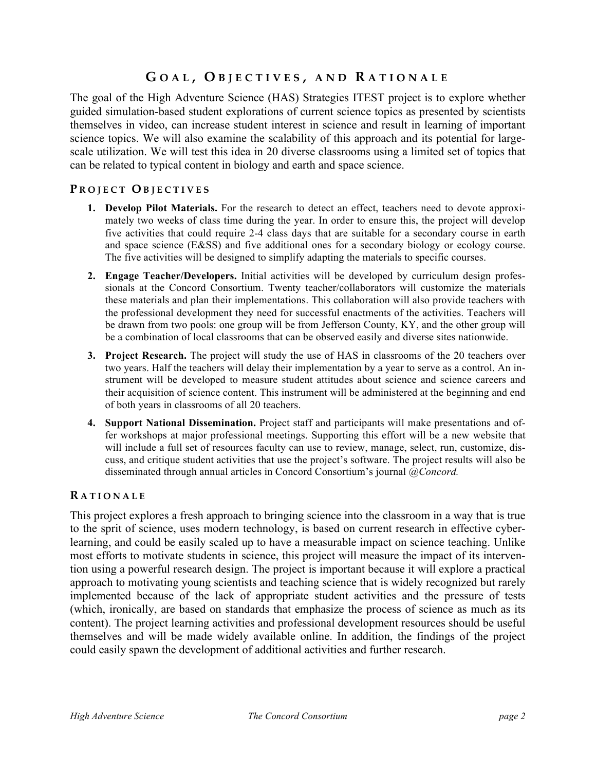# Goal, Objectives, and Rationale

The goal of the High Adventure Science (HAS) Strategies ITEST project is to explore whether guided simulation-based student explorations of current science topics as presented by scientists themselves in video, can increase student interest in science and result in learning of important science topics. We will also examine the scalability of this approach and its potential for large-scale utilization. We will test this idea in 20 diverse classrooms using a limited set of topics that can be related to typical content in biology and earth and space science.

## Project Objectives

1. **Develop Pilot Materials.** For the research to detect an effect, teachers need to devote approximately two weeks of class time during the year. In order to ensure this, the project will develop five activities that could require 2-4 class days that are suitable for a secondary course in earth and space science (E&SS) and five additional ones for a secondary biology or ecology course. The five activities will be designed to simplify adapting the materials to specific courses.
2. **Engage Teacher/Developers.** Initial activities will be developed by curriculum design professionals at the Concord Consortium. Twenty teacher/collaborators will customize the materials these materials and plan their implementations. This collaboration will also provide teachers with the professional development they need for successful enactments of the activities. Teachers will be drawn from two pools: one group will be from Jefferson County, KY, and the other group will be a combination of local classrooms that can be observed easily and diverse sites nationwide.
3. **Project Research.** The project will study the use of HAS in classrooms of the 20 teachers over two years. Half the teachers will delay their implementation by a year to serve as a control. An instrument will be developed to measure student attitudes about science and science careers and their acquisition of science content. This instrument will be administered at the beginning and end of both years in classrooms of all 20 teachers.
4. **Support National Dissemination.** Project staff and participants will make presentations and offer workshops at major professional meetings. Supporting this effort will be a new website that will include a full set of resources faculty can use to review, manage, select, run, customize, discuss, and critique student activities that use the project's software. The project results will also be disseminated through annual articles in Concord Consortium's journal *@Concord.*

## Rationale

This project explores a fresh approach to bringing science into the classroom in a way that is true to the sprit of science, uses modern technology, is based on current research in effective cyberlearning, and could be easily scaled up to have a measurable impact on science teaching. Unlike most efforts to motivate students in science, this project will measure the impact of its intervention using a powerful research design. The project is important because it will explore a practical approach to motivating young scientists and teaching science that is widely recognized but rarely implemented because of the lack of appropriate student activities and the pressure of tests (which, ironically, are based on standards that emphasize the process of science as much as its content). The project learning activities and professional development resources should be useful themselves and will be made widely available online. In addition, the findings of the project could easily spawn the development of additional activities and further research.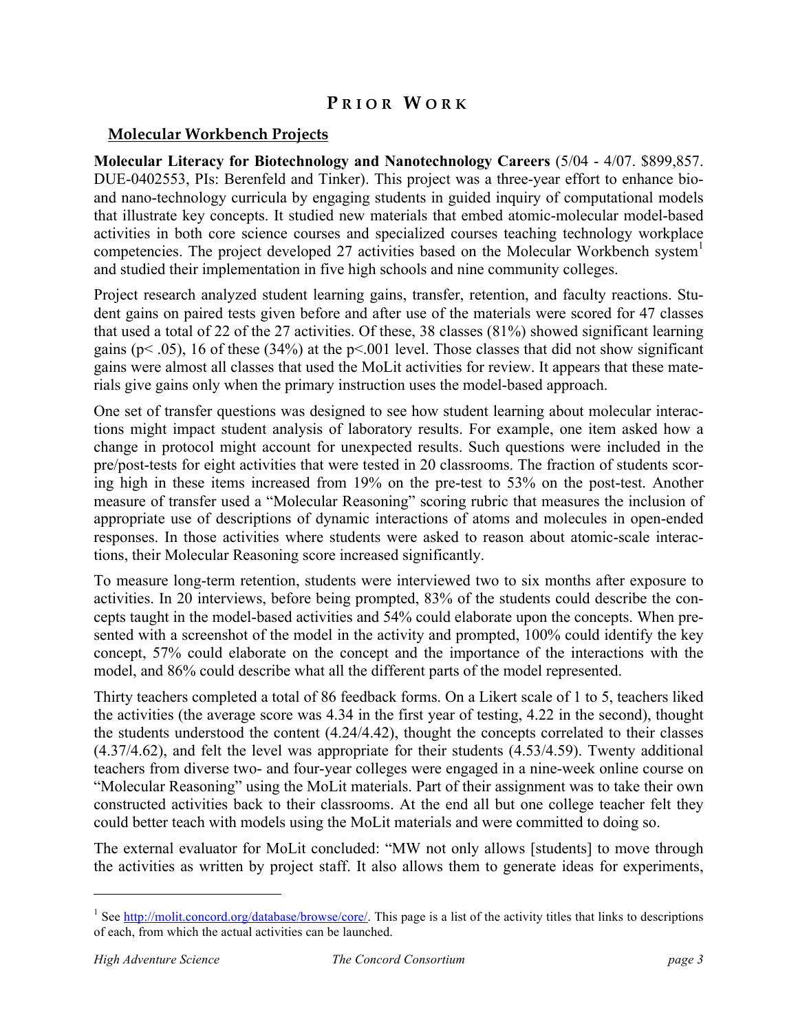# PRIOR WORK

## Molecular Workbench Projects

**Molecular Literacy for Biotechnology and Nanotechnology Careers** (5/04 - 4/07. $899,857. DUE-0402553, PIs: Berenfeld and Tinker). This project was a three-year effort to enhance bio- and nano-technology curricula by engaging students in guided inquiry of computational models that illustrate key concepts. It studied new materials that embed atomic-molecular model-based activities in both core science courses and specialized courses teaching technology workplace competencies. The project developed 27 activities based on the Molecular Workbench system[1] and studied their implementation in five high schools and nine community colleges.

Project research analyzed student learning gains, transfer, retention, and faculty reactions. Student gains on paired tests given before and after use of the materials were scored for 47 classes that used a total of 22 of the 27 activities. Of these, 38 classes (81%) showed significant learning gains ($p < .05$), 16 of these (34%) at the $p < .001$ level. Those classes that did not show significant gains were almost all classes that used the MoLit activities for review. It appears that these materials give gains only when the primary instruction uses the model-based approach.

One set of transfer questions was designed to see how student learning about molecular interactions might impact student analysis of laboratory results. For example, one item asked how a change in protocol might account for unexpected results. Such questions were included in the pre/post-tests for eight activities that were tested in 20 classrooms. The fraction of students scoring high in these items increased from 19% on the pre-test to 53% on the post-test. Another measure of transfer used a "Molecular Reasoning" scoring rubric that measures the inclusion of appropriate use of descriptions of dynamic interactions of atoms and molecules in open-ended responses. In those activities where students were asked to reason about atomic-scale interactions, their Molecular Reasoning score increased significantly.

To measure long-term retention, students were interviewed two to six months after exposure to activities. In 20 interviews, before being prompted, 83% of the students could describe the concepts taught in the model-based activities and 54% could elaborate upon the concepts. When presented with a screenshot of the model in the activity and prompted, 100% could identify the key concept, 57% could elaborate on the concept and the importance of the interactions with the model, and 86% could describe what all the different parts of the model represented.

Thirty teachers completed a total of 86 feedback forms. On a Likert scale of 1 to 5, teachers liked the activities (the average score was 4.34 in the first year of testing, 4.22 in the second), thought the students understood the content (4.24/4.42), thought the concepts correlated to their classes (4.37/4.62), and felt the level was appropriate for their students (4.53/4.59). Twenty additional teachers from diverse two- and four-year colleges were engaged in a nine-week online course on "Molecular Reasoning" using the MoLit materials. Part of their assignment was to take their own constructed activities back to their classrooms. At the end all but one college teacher felt they could better teach with models using the MoLit materials and were committed to doing so.

The external evaluator for MoLit concluded: "MW not only allows [students] to move through the activities as written by project staff. It also allows them to generate ideas for experiments,

---

[1] See http://molit.concord.org/database/browse/core/. This page is a list of the activity titles that links to descriptions of each, from which the actual activities can be launched.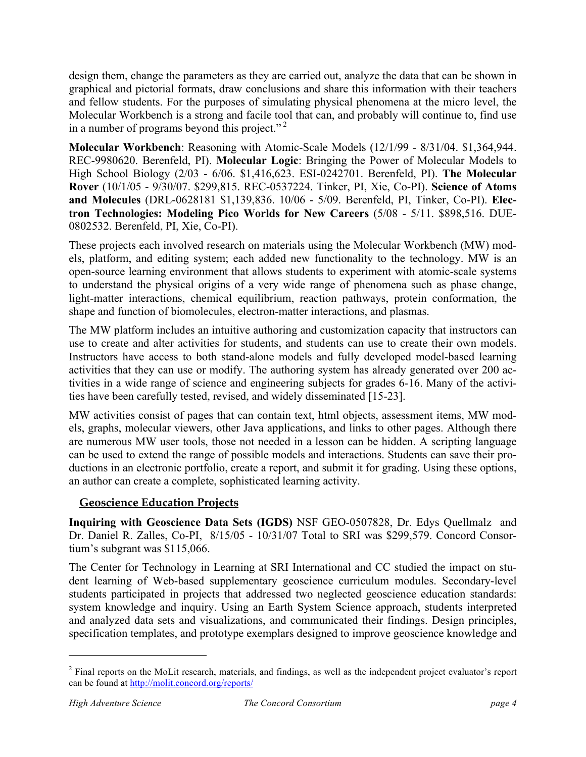design them, change the parameters as they are carried out, analyze the data that can be shown in graphical and pictorial formats, draw conclusions and share this information with their teachers and fellow students. For the purposes of simulating physical phenomena at the micro level, the Molecular Workbench is a strong and facile tool that can, and probably will continue to, find use in a number of programs beyond this project." [2]

**Molecular Workbench**: Reasoning with Atomic-Scale Models (12/1/99 - 8/31/04. $1,364,944. REC-9980620. Berenfeld, PI). **Molecular Logic**: Bringing the Power of Molecular Models to High School Biology (2/03 - 6/06. $1,416,623. ESI-0242701. Berenfeld, PI). **The Molecular Rover** (10/1/05 - 9/30/07. $299,815. REC-0537224. Tinker, PI, Xie, Co-PI). **Science of Atoms and Molecules** (DRL-0628181 $1,139,836. 10/06 - 5/09. Berenfeld, PI, Tinker, Co-PI). **Electron Technologies: Modeling Pico Worlds for New Careers** (5/08 - 5/11. $898,516. DUE-0802532. Berenfeld, PI, Xie, Co-PI).

These projects each involved research on materials using the Molecular Workbench (MW) models, platform, and editing system; each added new functionality to the technology. MW is an open-source learning environment that allows students to experiment with atomic-scale systems to understand the physical origins of a very wide range of phenomena such as phase change, light-matter interactions, chemical equilibrium, reaction pathways, protein conformation, the shape and function of biomolecules, electron-matter interactions, and plasmas.

The MW platform includes an intuitive authoring and customization capacity that instructors can use to create and alter activities for students, and students can use to create their own models. Instructors have access to both stand-alone models and fully developed model-based learning activities that they can use or modify. The authoring system has already generated over 200 activities in a wide range of science and engineering subjects for grades 6-16. Many of the activities have been carefully tested, revised, and widely disseminated [15-23].

MW activities consist of pages that can contain text, html objects, assessment items, MW models, graphs, molecular viewers, other Java applications, and links to other pages. Although there are numerous MW user tools, those not needed in a lesson can be hidden. A scripting language can be used to extend the range of possible models and interactions. Students can save their productions in an electronic portfolio, create a report, and submit it for grading. Using these options, an author can create a complete, sophisticated learning activity.

## Geoscience Education Projects

**Inquiring with Geoscience Data Sets (IGDS)** NSF GEO-0507828, Dr. Edys Quellmalz and Dr. Daniel R. Zalles, Co-PI, 8/15/05 - 10/31/07 Total to SRI was $299,579. Concord Consortium's subgrant was $115,066.

The Center for Technology in Learning at SRI International and CC studied the impact on student learning of Web-based supplementary geoscience curriculum modules. Secondary-level students participated in projects that addressed two neglected geoscience education standards: system knowledge and inquiry. Using an Earth System Science approach, students interpreted and analyzed data sets and visualizations, and communicated their findings. Design principles, specification templates, and prototype exemplars designed to improve geoscience knowledge and

[2] Final reports on the MoLit research, materials, and findings, as well as the independent project evaluator's report can be found at http://molit.concord.org/reports/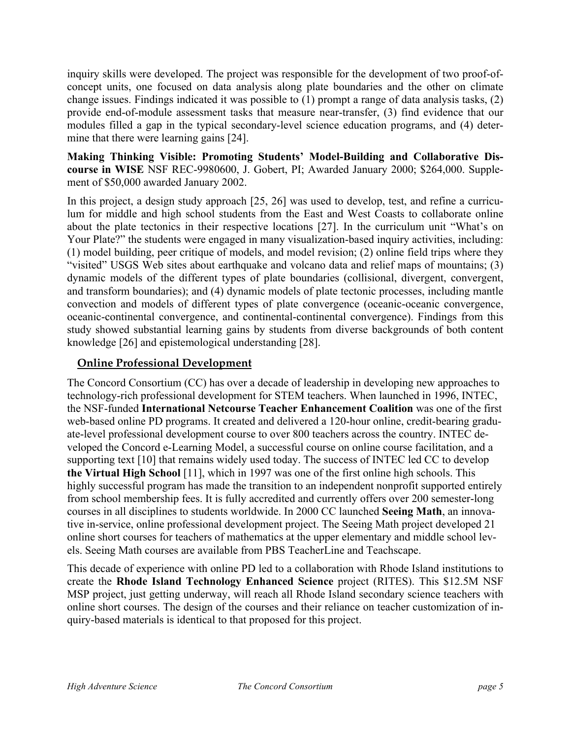inquiry skills were developed. The project was responsible for the development of two proof-of-concept units, one focused on data analysis along plate boundaries and the other on climate change issues. Findings indicated it was possible to (1) prompt a range of data analysis tasks, (2) provide end-of-module assessment tasks that measure near-transfer, (3) find evidence that our modules filled a gap in the typical secondary-level science education programs, and (4) determine that there were learning gains [24].

**Making Thinking Visible: Promoting Students' Model-Building and Collaborative Discourse in WISE** NSF REC-9980600, J. Gobert, PI; Awarded January 2000; $264,000. Supplement of $50,000 awarded January 2002.

In this project, a design study approach [25, 26] was used to develop, test, and refine a curriculum for middle and high school students from the East and West Coasts to collaborate online about the plate tectonics in their respective locations [27]. In the curriculum unit "What's on Your Plate?" the students were engaged in many visualization-based inquiry activities, including: (1) model building, peer critique of models, and model revision; (2) online field trips where they "visited" USGS Web sites about earthquake and volcano data and relief maps of mountains; (3) dynamic models of the different types of plate boundaries (collisional, divergent, convergent, and transform boundaries); and (4) dynamic models of plate tectonic processes, including mantle convection and models of different types of plate convergence (oceanic-oceanic convergence, oceanic-continental convergence, and continental-continental convergence). Findings from this study showed substantial learning gains by students from diverse backgrounds of both content knowledge [26] and epistemological understanding [28].

## Online Professional Development

The Concord Consortium (CC) has over a decade of leadership in developing new approaches to technology-rich professional development for STEM teachers. When launched in 1996, INTEC, the NSF-funded **International Netcourse Teacher Enhancement Coalition** was one of the first web-based online PD programs. It created and delivered a 120-hour online, credit-bearing graduate-level professional development course to over 800 teachers across the country. INTEC developed the Concord e-Learning Model, a successful course on online course facilitation, and a supporting text [10] that remains widely used today. The success of INTEC led CC to develop **the Virtual High School** [11], which in 1997 was one of the first online high schools. This highly successful program has made the transition to an independent nonprofit supported entirely from school membership fees. It is fully accredited and currently offers over 200 semester-long courses in all disciplines to students worldwide. In 2000 CC launched **Seeing Math**, an innovative in-service, online professional development project. The Seeing Math project developed 21 online short courses for teachers of mathematics at the upper elementary and middle school levels. Seeing Math courses are available from PBS TeacherLine and Teachscape.

This decade of experience with online PD led to a collaboration with Rhode Island institutions to create the **Rhode Island Technology Enhanced Science** project (RITES). This $12.5M NSF MSP project, just getting underway, will reach all Rhode Island secondary science teachers with online short courses. The design of the courses and their reliance on teacher customization of inquiry-based materials is identical to that proposed for this project.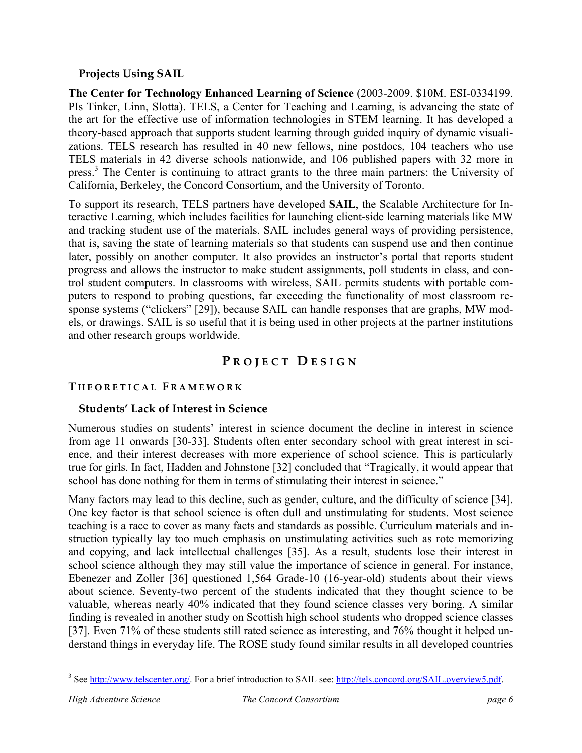### Projects Using SAIL

**The Center for Technology Enhanced Learning of Science** (2003-2009. $10M. ESI-0334199. PIs Tinker, Linn, Slotta). TELS, a Center for Teaching and Learning, is advancing the state of the art for the effective use of information technologies in STEM learning. It has developed a theory-based approach that supports student learning through guided inquiry of dynamic visualizations. TELS research has resulted in 40 new fellows, nine postdocs, 104 teachers who use TELS materials in 42 diverse schools nationwide, and 106 published papers with 32 more in press.[3] The Center is continuing to attract grants to the three main partners: the University of California, Berkeley, the Concord Consortium, and the University of Toronto.

To support its research, TELS partners have developed **SAIL**, the Scalable Architecture for Interactive Learning, which includes facilities for launching client-side learning materials like MW and tracking student use of the materials. SAIL includes general ways of providing persistence, that is, saving the state of learning materials so that students can suspend use and then continue later, possibly on another computer. It also provides an instructor's portal that reports student progress and allows the instructor to make student assignments, poll students in class, and control student computers. In classrooms with wireless, SAIL permits students with portable computers to respond to probing questions, far exceeding the functionality of most classroom response systems ("clickers" [29]), because SAIL can handle responses that are graphs, MW models, or drawings. SAIL is so useful that it is being used in other projects at the partner institutions and other research groups worldwide.

# PROJECT DESIGN

## THEORETICAL FRAMEWORK

### Students' Lack of Interest in Science

Numerous studies on students' interest in science document the decline in interest in science from age 11 onwards [30-33]. Students often enter secondary school with great interest in science, and their interest decreases with more experience of school science. This is particularly true for girls. In fact, Hadden and Johnstone [32] concluded that "Tragically, it would appear that school has done nothing for them in terms of stimulating their interest in science."

Many factors may lead to this decline, such as gender, culture, and the difficulty of science [34]. One key factor is that school science is often dull and unstimulating for students. Most science teaching is a race to cover as many facts and standards as possible. Curriculum materials and instruction typically lay too much emphasis on unstimulating activities such as rote memorizing and copying, and lack intellectual challenges [35]. As a result, students lose their interest in school science although they may still value the importance of science in general. For instance, Ebenezer and Zoller [36] questioned 1,564 Grade-10 (16-year-old) students about their views about science. Seventy-two percent of the students indicated that they thought science to be valuable, whereas nearly 40% indicated that they found science classes very boring. A similar finding is revealed in another study on Scottish high school students who dropped science classes [37]. Even 71% of these students still rated science as interesting, and 76% thought it helped understand things in everyday life. The ROSE study found similar results in all developed countries

---

[3] See http://www.telscenter.org/. For a brief introduction to SAIL see: http://tels.concord.org/SAIL.overview5.pdf.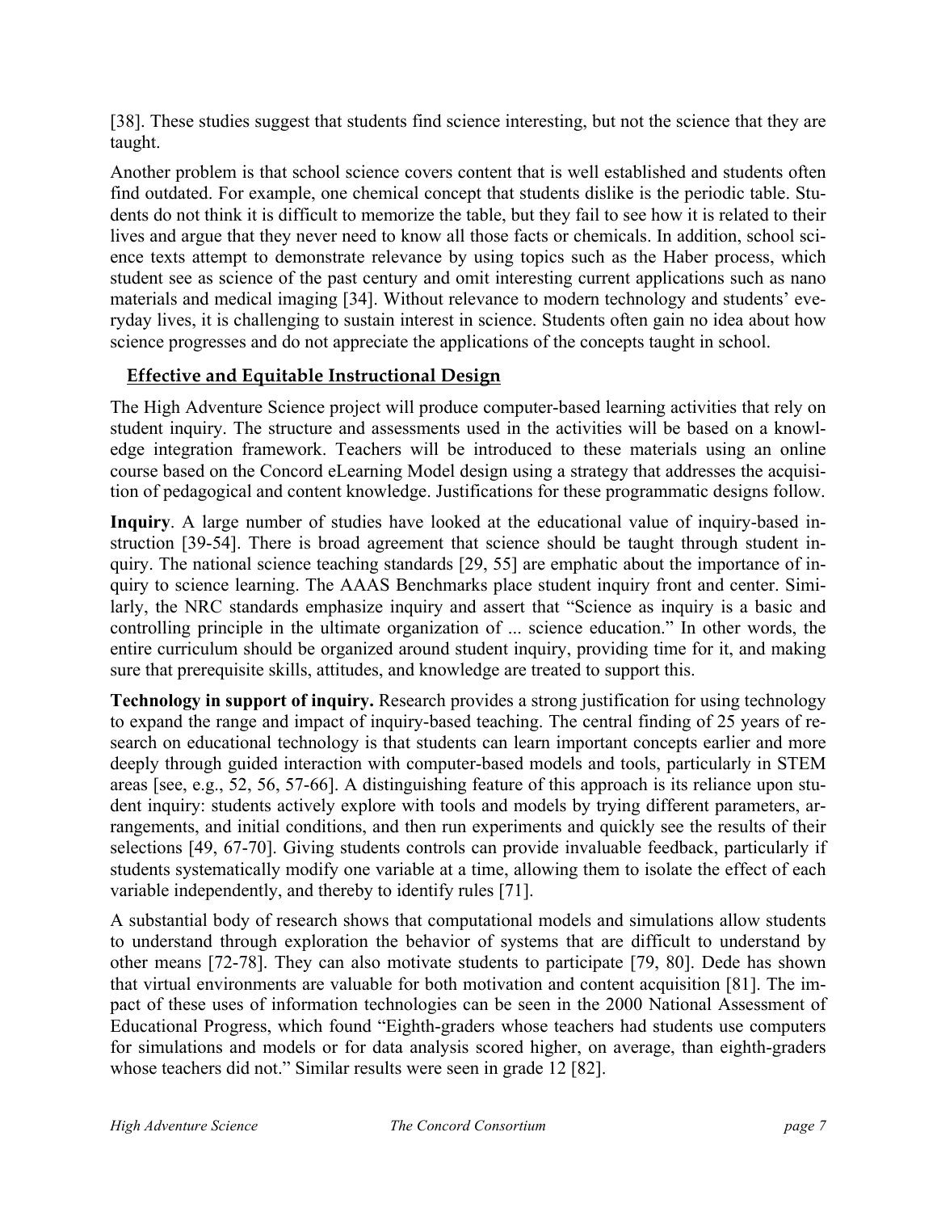[38]. These studies suggest that students find science interesting, but not the science that they are taught.

Another problem is that school science covers content that is well established and students often find outdated. For example, one chemical concept that students dislike is the periodic table. Students do not think it is difficult to memorize the table, but they fail to see how it is related to their lives and argue that they never need to know all those facts or chemicals. In addition, school science texts attempt to demonstrate relevance by using topics such as the Haber process, which student see as science of the past century and omit interesting current applications such as nano materials and medical imaging [34]. Without relevance to modern technology and students' everyday lives, it is challenging to sustain interest in science. Students often gain no idea about how science progresses and do not appreciate the applications of the concepts taught in school.

## Effective and Equitable Instructional Design

The High Adventure Science project will produce computer-based learning activities that rely on student inquiry. The structure and assessments used in the activities will be based on a knowledge integration framework. Teachers will be introduced to these materials using an online course based on the Concord eLearning Model design using a strategy that addresses the acquisition of pedagogical and content knowledge. Justifications for these programmatic designs follow.

**Inquiry**. A large number of studies have looked at the educational value of inquiry-based instruction [39-54]. There is broad agreement that science should be taught through student inquiry. The national science teaching standards [29, 55] are emphatic about the importance of inquiry to science learning. The AAAS Benchmarks place student inquiry front and center. Similarly, the NRC standards emphasize inquiry and assert that "Science as inquiry is a basic and controlling principle in the ultimate organization of ... science education." In other words, the entire curriculum should be organized around student inquiry, providing time for it, and making sure that prerequisite skills, attitudes, and knowledge are treated to support this.

**Technology in support of inquiry.** Research provides a strong justification for using technology to expand the range and impact of inquiry-based teaching. The central finding of 25 years of research on educational technology is that students can learn important concepts earlier and more deeply through guided interaction with computer-based models and tools, particularly in STEM areas [see, e.g., 52, 56, 57-66]. A distinguishing feature of this approach is its reliance upon student inquiry: students actively explore with tools and models by trying different parameters, arrangements, and initial conditions, and then run experiments and quickly see the results of their selections [49, 67-70]. Giving students controls can provide invaluable feedback, particularly if students systematically modify one variable at a time, allowing them to isolate the effect of each variable independently, and thereby to identify rules [71].

A substantial body of research shows that computational models and simulations allow students to understand through exploration the behavior of systems that are difficult to understand by other means [72-78]. They can also motivate students to participate [79, 80]. Dede has shown that virtual environments are valuable for both motivation and content acquisition [81]. The impact of these uses of information technologies can be seen in the 2000 National Assessment of Educational Progress, which found "Eighth-graders whose teachers had students use computers for simulations and models or for data analysis scored higher, on average, than eighth-graders whose teachers did not." Similar results were seen in grade 12 [82].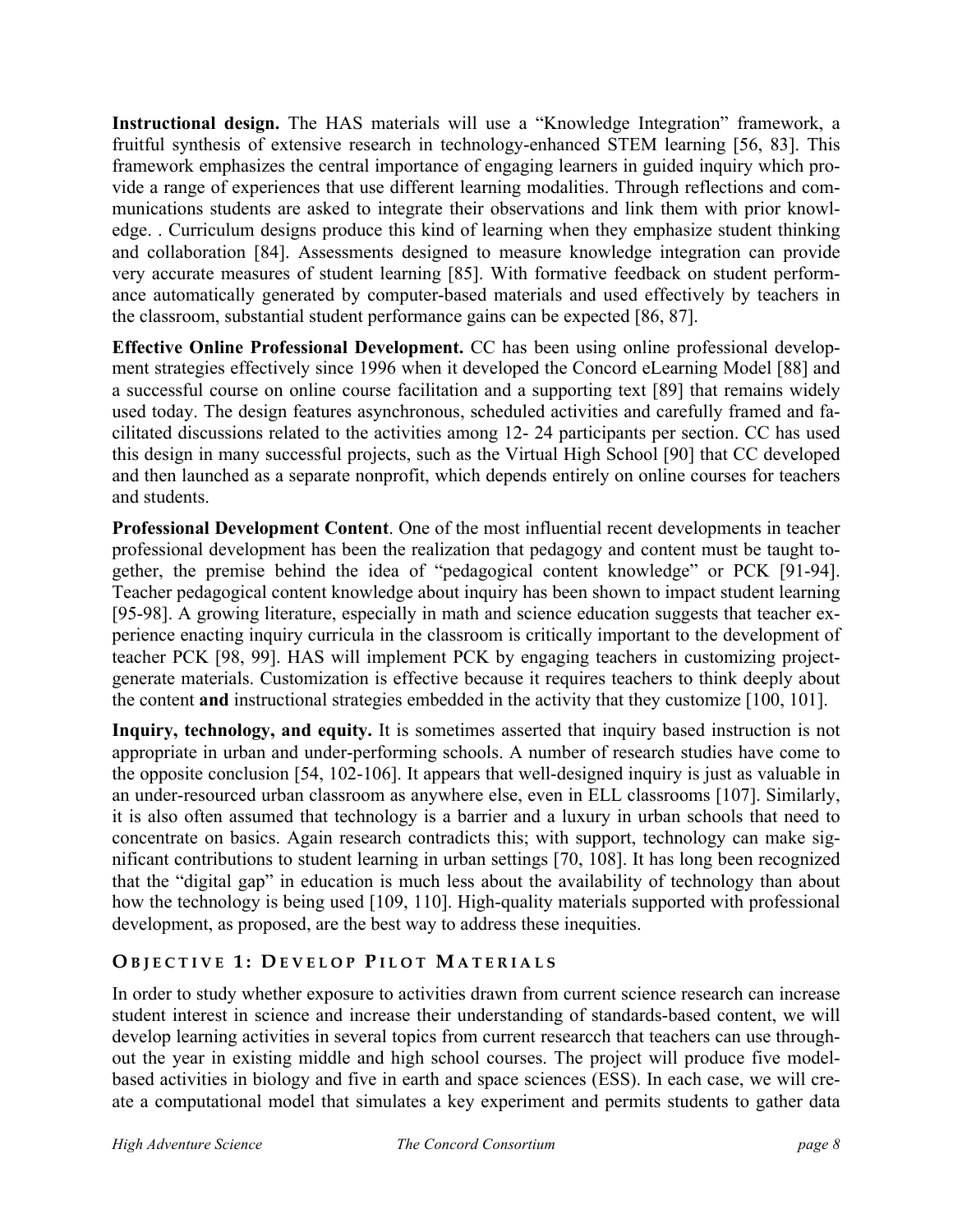**Instructional design.** The HAS materials will use a "Knowledge Integration" framework, a fruitful synthesis of extensive research in technology-enhanced STEM learning [56, 83]. This framework emphasizes the central importance of engaging learners in guided inquiry which provide a range of experiences that use different learning modalities. Through reflections and communications students are asked to integrate their observations and link them with prior knowledge. . Curriculum designs produce this kind of learning when they emphasize student thinking and collaboration [84]. Assessments designed to measure knowledge integration can provide very accurate measures of student learning [85]. With formative feedback on student performance automatically generated by computer-based materials and used effectively by teachers in the classroom, substantial student performance gains can be expected [86, 87].

**Effective Online Professional Development.** CC has been using online professional development strategies effectively since 1996 when it developed the Concord eLearning Model [88] and a successful course on online course facilitation and a supporting text [89] that remains widely used today. The design features asynchronous, scheduled activities and carefully framed and facilitated discussions related to the activities among 12- 24 participants per section. CC has used this design in many successful projects, such as the Virtual High School [90] that CC developed and then launched as a separate nonprofit, which depends entirely on online courses for teachers and students.

**Professional Development Content**. One of the most influential recent developments in teacher professional development has been the realization that pedagogy and content must be taught together, the premise behind the idea of "pedagogical content knowledge" or PCK [91-94]. Teacher pedagogical content knowledge about inquiry has been shown to impact student learning [95-98]. A growing literature, especially in math and science education suggests that teacher experience enacting inquiry curricula in the classroom is critically important to the development of teacher PCK [98, 99]. HAS will implement PCK by engaging teachers in customizing project-generate materials. Customization is effective because it requires teachers to think deeply about the content **and** instructional strategies embedded in the activity that they customize [100, 101].

**Inquiry, technology, and equity.** It is sometimes asserted that inquiry based instruction is not appropriate in urban and under-performing schools. A number of research studies have come to the opposite conclusion [54, 102-106]. It appears that well-designed inquiry is just as valuable in an under-resourced urban classroom as anywhere else, even in ELL classrooms [107]. Similarly, it is also often assumed that technology is a barrier and a luxury in urban schools that need to concentrate on basics. Again research contradicts this; with support, technology can make significant contributions to student learning in urban settings [70, 108]. It has long been recognized that the "digital gap" in education is much less about the availability of technology than about how the technology is being used [109, 110]. High-quality materials supported with professional development, as proposed, are the best way to address these inequities.

## Objective 1: Develop Pilot Materials

In order to study whether exposure to activities drawn from current science research can increase student interest in science and increase their understanding of standards-based content, we will develop learning activities in several topics from current researcch that teachers can use throughout the year in existing middle and high school courses. The project will produce five model-based activities in biology and five in earth and space sciences (ESS). In each case, we will create a computational model that simulates a key experiment and permits students to gather data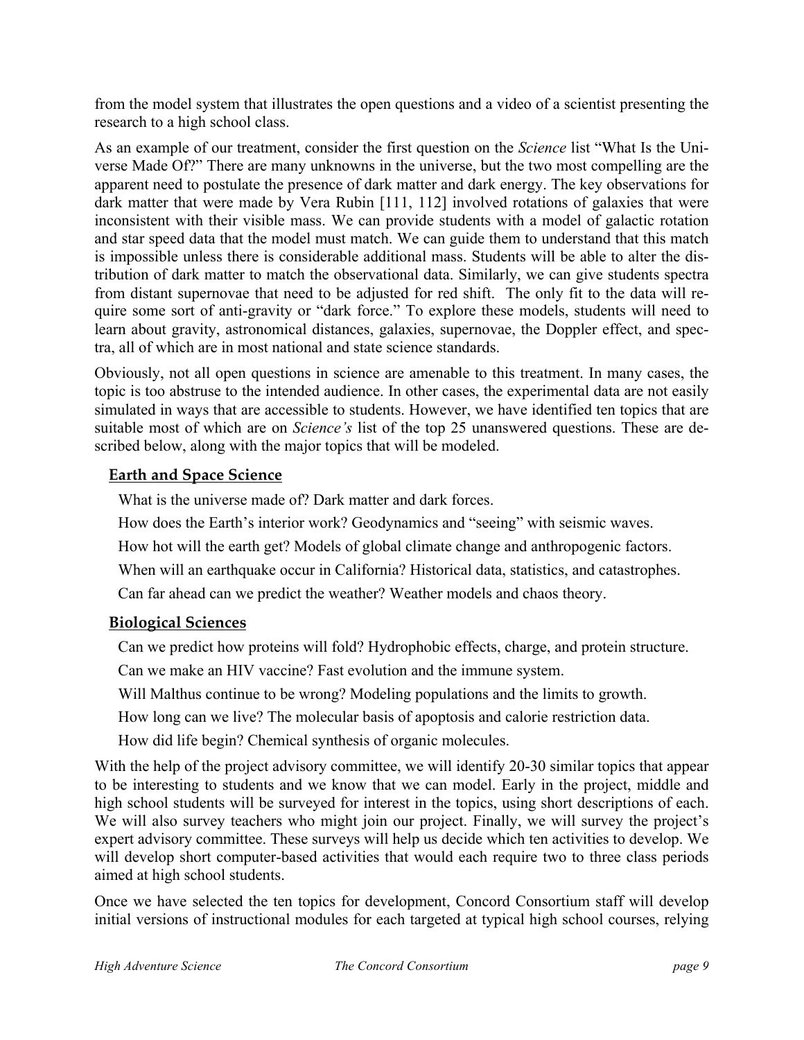from the model system that illustrates the open questions and a video of a scientist presenting the research to a high school class.

As an example of our treatment, consider the first question on the *Science* list "What Is the Universe Made Of?" There are many unknowns in the universe, but the two most compelling are the apparent need to postulate the presence of dark matter and dark energy. The key observations for dark matter that were made by Vera Rubin [111, 112] involved rotations of galaxies that were inconsistent with their visible mass. We can provide students with a model of galactic rotation and star speed data that the model must match. We can guide them to understand that this match is impossible unless there is considerable additional mass. Students will be able to alter the distribution of dark matter to match the observational data. Similarly, we can give students spectra from distant supernovae that need to be adjusted for red shift. The only fit to the data will require some sort of anti-gravity or "dark force." To explore these models, students will need to learn about gravity, astronomical distances, galaxies, supernovae, the Doppler effect, and spectra, all of which are in most national and state science standards.

Obviously, not all open questions in science are amenable to this treatment. In many cases, the topic is too abstruse to the intended audience. In other cases, the experimental data are not easily simulated in ways that are accessible to students. However, we have identified ten topics that are suitable most of which are on *Science's* list of the top 25 unanswered questions. These are described below, along with the major topics that will be modeled.

## Earth and Space Science

What is the universe made of? Dark matter and dark forces.

How does the Earth's interior work? Geodynamics and "seeing" with seismic waves.

How hot will the earth get? Models of global climate change and anthropogenic factors.

When will an earthquake occur in California? Historical data, statistics, and catastrophes.

Can far ahead can we predict the weather? Weather models and chaos theory.

## Biological Sciences

Can we predict how proteins will fold? Hydrophobic effects, charge, and protein structure.

Can we make an HIV vaccine? Fast evolution and the immune system.

Will Malthus continue to be wrong? Modeling populations and the limits to growth.

How long can we live? The molecular basis of apoptosis and calorie restriction data.

How did life begin? Chemical synthesis of organic molecules.

With the help of the project advisory committee, we will identify 20-30 similar topics that appear to be interesting to students and we know that we can model. Early in the project, middle and high school students will be surveyed for interest in the topics, using short descriptions of each. We will also survey teachers who might join our project. Finally, we will survey the project's expert advisory committee. These surveys will help us decide which ten activities to develop. We will develop short computer-based activities that would each require two to three class periods aimed at high school students.

Once we have selected the ten topics for development, Concord Consortium staff will develop initial versions of instructional modules for each targeted at typical high school courses, relying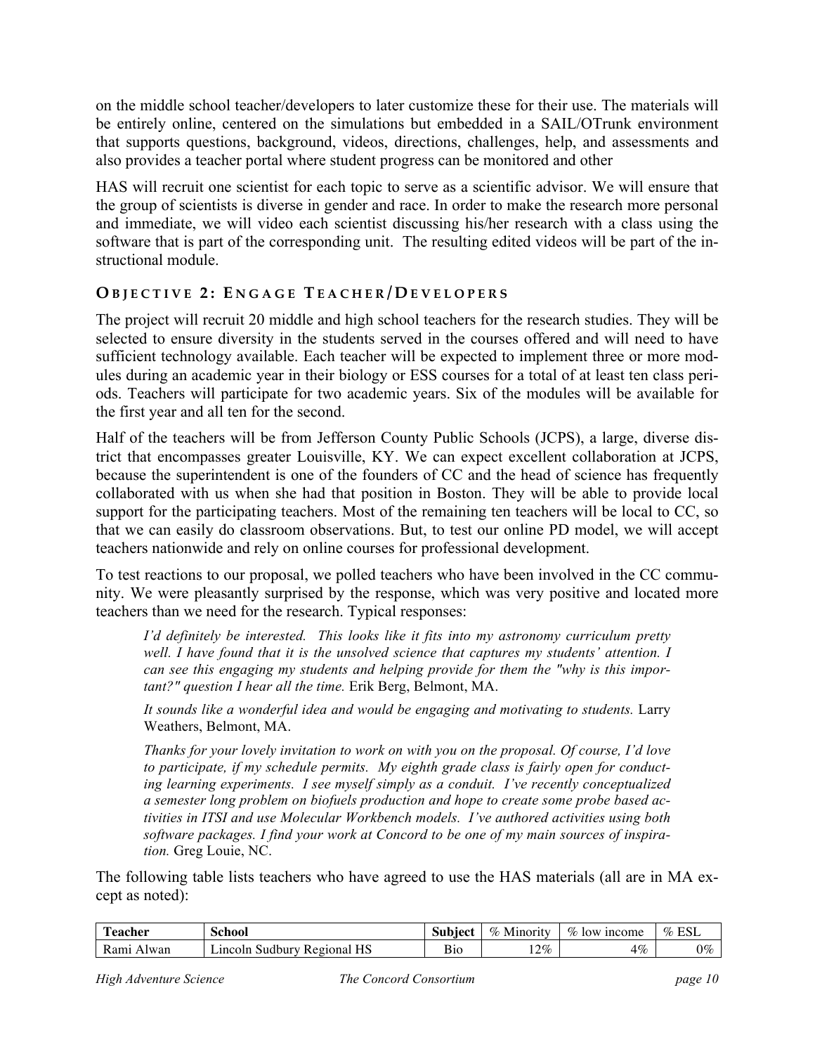on the middle school teacher/developers to later customize these for their use. The materials will be entirely online, centered on the simulations but embedded in a SAIL/OTrunk environment that supports questions, background, videos, directions, challenges, help, and assessments and also provides a teacher portal where student progress can be monitored and other

HAS will recruit one scientist for each topic to serve as a scientific advisor. We will ensure that the group of scientists is diverse in gender and race. In order to make the research more personal and immediate, we will video each scientist discussing his/her research with a class using the software that is part of the corresponding unit. The resulting edited videos will be part of the instructional module.

### OBJECTIVE 2: ENGAGE TEACHER/DEVELOPERS

The project will recruit 20 middle and high school teachers for the research studies. They will be selected to ensure diversity in the students served in the courses offered and will need to have sufficient technology available. Each teacher will be expected to implement three or more modules during an academic year in their biology or ESS courses for a total of at least ten class periods. Teachers will participate for two academic years. Six of the modules will be available for the first year and all ten for the second.

Half of the teachers will be from Jefferson County Public Schools (JCPS), a large, diverse district that encompasses greater Louisville, KY. We can expect excellent collaboration at JCPS, because the superintendent is one of the founders of CC and the head of science has frequently collaborated with us when she had that position in Boston. They will be able to provide local support for the participating teachers. Most of the remaining ten teachers will be local to CC, so that we can easily do classroom observations. But, to test our online PD model, we will accept teachers nationwide and rely on online courses for professional development.

To test reactions to our proposal, we polled teachers who have been involved in the CC community. We were pleasantly surprised by the response, which was very positive and located more teachers than we need for the research. Typical responses:

> *I'd definitely be interested. This looks like it fits into my astronomy curriculum pretty well. I have found that it is the unsolved science that captures my students' attention. I can see this engaging my students and helping provide for them the "why is this important?" question I hear all the time.* Erik Berg, Belmont, MA.
>
> *It sounds like a wonderful idea and would be engaging and motivating to students.* Larry Weathers, Belmont, MA.
>
> *Thanks for your lovely invitation to work on with you on the proposal. Of course, I'd love to participate, if my schedule permits. My eighth grade class is fairly open for conducting learning experiments. I see myself simply as a conduit. I've recently conceptualized a semester long problem on biofuels production and hope to create some probe based activities in ITSI and use Molecular Workbench models. I've authored activities using both software packages. I find your work at Concord to be one of my main sources of inspiration.* Greg Louie, NC.

The following table lists teachers who have agreed to use the HAS materials (all are in MA except as noted):

| Teacher | School | Subject | % Minority | % low income | % ESL |
|---|---|---|---|---|---|
| Rami Alwan | Lincoln Sudbury Regional HS | Bio | 12% | 4% | 0% |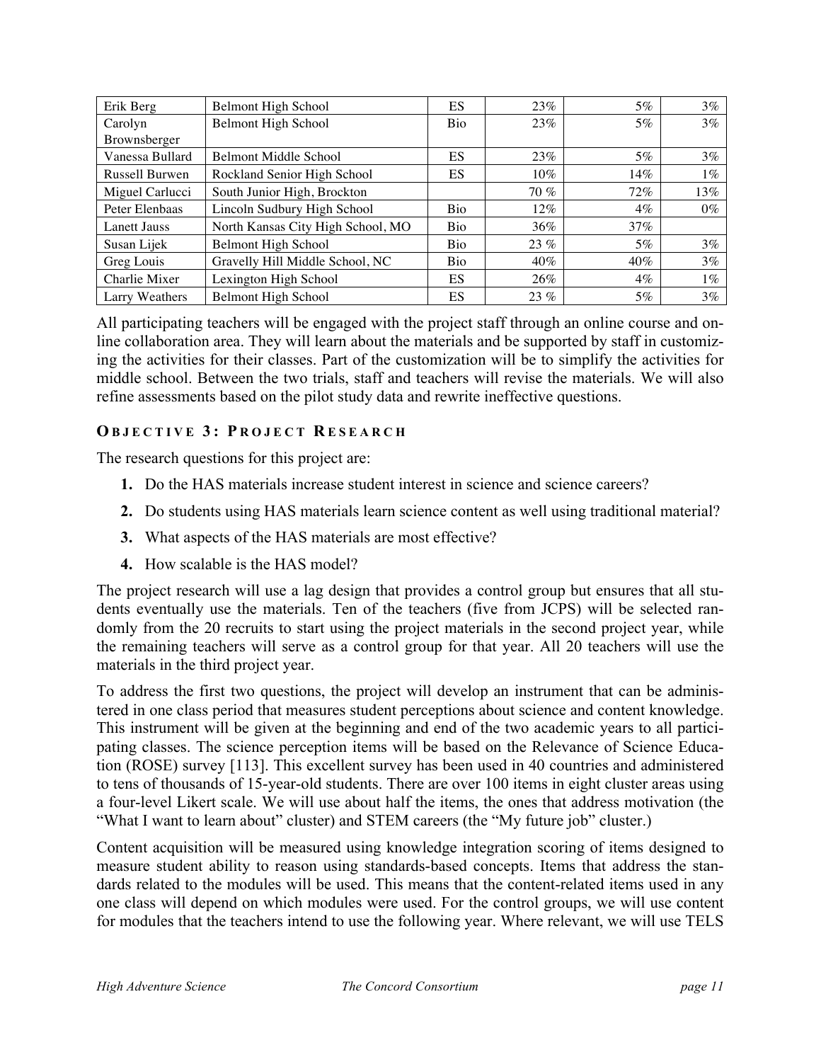| | | | | | |
|---|---|---|---|---|---|
| Erik Berg | Belmont High School | ES | 23% | 5% | 3% |
| Carolyn Brownsberger | Belmont High School | Bio | 23% | 5% | 3% |
| Vanessa Bullard | Belmont Middle School | ES | 23% | 5% | 3% |
| Russell Burwen | Rockland Senior High School | ES | 10% | 14% | 1% |
| Miguel Carlucci | South Junior High, Brockton | | 70 % | 72% | 13% |
| Peter Elenbaas | Lincoln Sudbury High School | Bio | 12% | 4% | 0% |
| Lanett Jauss | North Kansas City High School, MO | Bio | 36% | 37% | |
| Susan Lijek | Belmont High School | Bio | 23 % | 5% | 3% |
| Greg Louis | Gravelly Hill Middle School, NC | Bio | 40% | 40% | 3% |
| Charlie Mixer | Lexington High School | ES | 26% | 4% | 1% |
| Larry Weathers | Belmont High School | ES | 23 % | 5% | 3% |

All participating teachers will be engaged with the project staff through an online course and online collaboration area. They will learn about the materials and be supported by staff in customizing the activities for their classes. Part of the customization will be to simplify the activities for middle school. Between the two trials, staff and teachers will revise the materials. We will also refine assessments based on the pilot study data and rewrite ineffective questions.

### Objective 3: Project Research

The research questions for this project are:

1. Do the HAS materials increase student interest in science and science careers?
2. Do students using HAS materials learn science content as well using traditional material?
3. What aspects of the HAS materials are most effective?
4. How scalable is the HAS model?

The project research will use a lag design that provides a control group but ensures that all students eventually use the materials. Ten of the teachers (five from JCPS) will be selected randomly from the 20 recruits to start using the project materials in the second project year, while the remaining teachers will serve as a control group for that year. All 20 teachers will use the materials in the third project year.

To address the first two questions, the project will develop an instrument that can be administered in one class period that measures student perceptions about science and content knowledge. This instrument will be given at the beginning and end of the two academic years to all participating classes. The science perception items will be based on the Relevance of Science Education (ROSE) survey [113]. This excellent survey has been used in 40 countries and administered to tens of thousands of 15-year-old students. There are over 100 items in eight cluster areas using a four-level Likert scale. We will use about half the items, the ones that address motivation (the "What I want to learn about" cluster) and STEM careers (the "My future job" cluster.)

Content acquisition will be measured using knowledge integration scoring of items designed to measure student ability to reason using standards-based concepts. Items that address the standards related to the modules will be used. This means that the content-related items used in any one class will depend on which modules were used. For the control groups, we will use content for modules that the teachers intend to use the following year. Where relevant, we will use TELS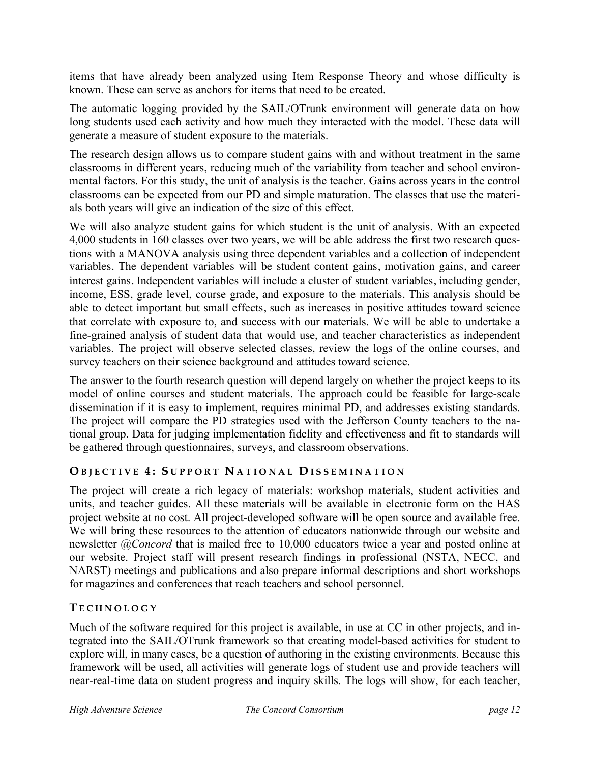items that have already been analyzed using Item Response Theory and whose difficulty is known. These can serve as anchors for items that need to be created.

The automatic logging provided by the SAIL/OTrunk environment will generate data on how long students used each activity and how much they interacted with the model. These data will generate a measure of student exposure to the materials.

The research design allows us to compare student gains with and without treatment in the same classrooms in different years, reducing much of the variability from teacher and school environmental factors. For this study, the unit of analysis is the teacher. Gains across years in the control classrooms can be expected from our PD and simple maturation. The classes that use the materials both years will give an indication of the size of this effect.

We will also analyze student gains for which student is the unit of analysis. With an expected 4,000 students in 160 classes over two years, we will be able address the first two research questions with a MANOVA analysis using three dependent variables and a collection of independent variables. The dependent variables will be student content gains, motivation gains, and career interest gains. Independent variables will include a cluster of student variables, including gender, income, ESS, grade level, course grade, and exposure to the materials. This analysis should be able to detect important but small effects, such as increases in positive attitudes toward science that correlate with exposure to, and success with our materials. We will be able to undertake a fine-grained analysis of student data that would use, and teacher characteristics as independent variables. The project will observe selected classes, review the logs of the online courses, and survey teachers on their science background and attitudes toward science.

The answer to the fourth research question will depend largely on whether the project keeps to its model of online courses and student materials. The approach could be feasible for large-scale dissemination if it is easy to implement, requires minimal PD, and addresses existing standards. The project will compare the PD strategies used with the Jefferson County teachers to the national group. Data for judging implementation fidelity and effectiveness and fit to standards will be gathered through questionnaires, surveys, and classroom observations.

### Objective 4: Support National Dissemination

The project will create a rich legacy of materials: workshop materials, student activities and units, and teacher guides. All these materials will be available in electronic form on the HAS project website at no cost. All project-developed software will be open source and available free. We will bring these resources to the attention of educators nationwide through our website and newsletter *@Concord* that is mailed free to 10,000 educators twice a year and posted online at our website. Project staff will present research findings in professional (NSTA, NECC, and NARST) meetings and publications and also prepare informal descriptions and short workshops for magazines and conferences that reach teachers and school personnel.

### Technology

Much of the software required for this project is available, in use at CC in other projects, and integrated into the SAIL/OTrunk framework so that creating model-based activities for student to explore will, in many cases, be a question of authoring in the existing environments. Because this framework will be used, all activities will generate logs of student use and provide teachers will near-real-time data on student progress and inquiry skills. The logs will show, for each teacher,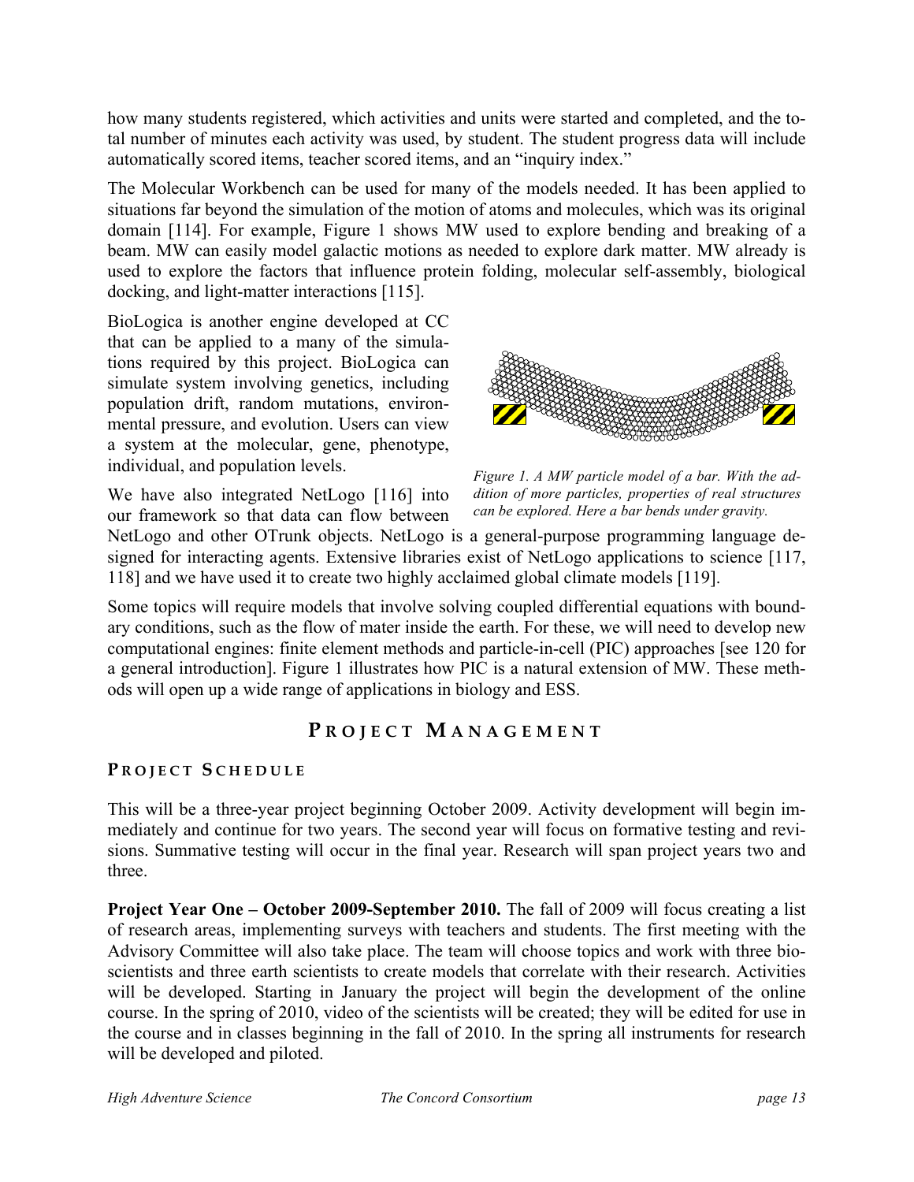how many students registered, which activities and units were started and completed, and the total number of minutes each activity was used, by student. The student progress data will include automatically scored items, teacher scored items, and an "inquiry index."

The Molecular Workbench can be used for many of the models needed. It has been applied to situations far beyond the simulation of the motion of atoms and molecules, which was its original domain [114]. For example, Figure 1 shows MW used to explore bending and breaking of a beam. MW can easily model galactic motions as needed to explore dark matter. MW already is used to explore the factors that influence protein folding, molecular self-assembly, biological docking, and light-matter interactions [115].

BioLogica is another engine developed at CC that can be applied to a many of the simulations required by this project. BioLogica can simulate system involving genetics, including population drift, random mutations, environmental pressure, and evolution. Users can view a system at the molecular, gene, phenotype, individual, and population levels.

*Figure 1. A MW particle model of a bar. With the addition of more particles, properties of real structures can be explored. Here a bar bends under gravity.*

We have also integrated NetLogo [116] into our framework so that data can flow between NetLogo and other OTrunk objects. NetLogo is a general-purpose programming language designed for interacting agents. Extensive libraries exist of NetLogo applications to science [117, 118] and we have used it to create two highly acclaimed global climate models [119].

Some topics will require models that involve solving coupled differential equations with boundary conditions, such as the flow of mater inside the earth. For these, we will need to develop new computational engines: finite element methods and particle-in-cell (PIC) approaches [see 120 for a general introduction]. Figure 1 illustrates how PIC is a natural extension of MW. These methods will open up a wide range of applications in biology and ESS.

# PROJECT MANAGEMENT

## PROJECT SCHEDULE

This will be a three-year project beginning October 2009. Activity development will begin immediately and continue for two years. The second year will focus on formative testing and revisions. Summative testing will occur in the final year. Research will span project years two and three.

**Project Year One – October 2009-September 2010.** The fall of 2009 will focus creating a list of research areas, implementing surveys with teachers and students. The first meeting with the Advisory Committee will also take place. The team will choose topics and work with three bioscientists and three earth scientists to create models that correlate with their research. Activities will be developed. Starting in January the project will begin the development of the online course. In the spring of 2010, video of the scientists will be created; they will be edited for use in the course and in classes beginning in the fall of 2010. In the spring all instruments for research will be developed and piloted.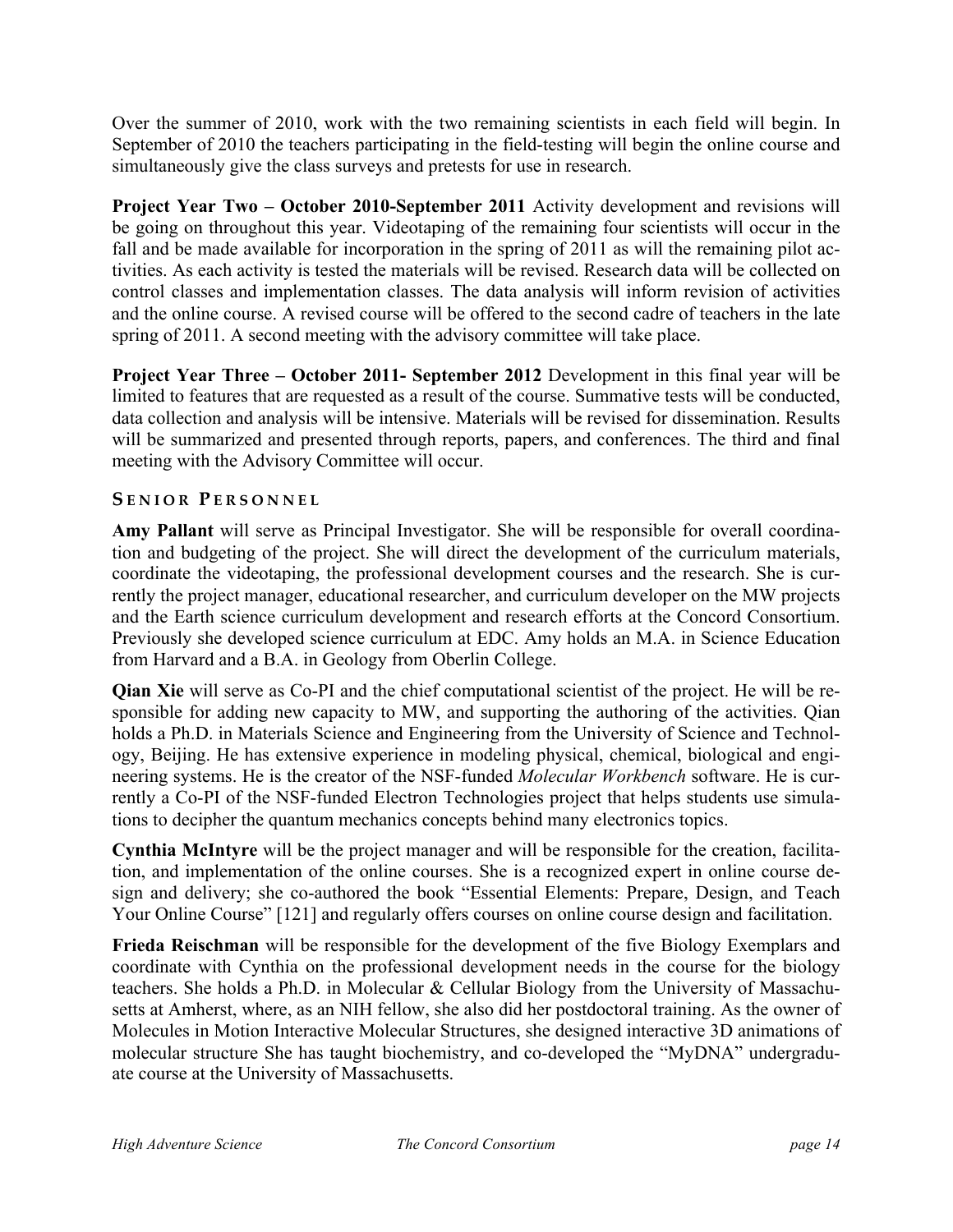Over the summer of 2010, work with the two remaining scientists in each field will begin. In September of 2010 the teachers participating in the field-testing will begin the online course and simultaneously give the class surveys and pretests for use in research.

**Project Year Two – October 2010-September 2011** Activity development and revisions will be going on throughout this year. Videotaping of the remaining four scientists will occur in the fall and be made available for incorporation in the spring of 2011 as will the remaining pilot activities. As each activity is tested the materials will be revised. Research data will be collected on control classes and implementation classes. The data analysis will inform revision of activities and the online course. A revised course will be offered to the second cadre of teachers in the late spring of 2011. A second meeting with the advisory committee will take place.

**Project Year Three – October 2011- September 2012** Development in this final year will be limited to features that are requested as a result of the course. Summative tests will be conducted, data collection and analysis will be intensive. Materials will be revised for dissemination. Results will be summarized and presented through reports, papers, and conferences. The third and final meeting with the Advisory Committee will occur.

## SENIOR PERSONNEL

**Amy Pallant** will serve as Principal Investigator. She will be responsible for overall coordination and budgeting of the project. She will direct the development of the curriculum materials, coordinate the videotaping, the professional development courses and the research. She is currently the project manager, educational researcher, and curriculum developer on the MW projects and the Earth science curriculum development and research efforts at the Concord Consortium. Previously she developed science curriculum at EDC. Amy holds an M.A. in Science Education from Harvard and a B.A. in Geology from Oberlin College.

**Qian Xie** will serve as Co-PI and the chief computational scientist of the project. He will be responsible for adding new capacity to MW, and supporting the authoring of the activities. Qian holds a Ph.D. in Materials Science and Engineering from the University of Science and Technology, Beijing. He has extensive experience in modeling physical, chemical, biological and engineering systems. He is the creator of the NSF-funded *Molecular Workbench* software. He is currently a Co-PI of the NSF-funded Electron Technologies project that helps students use simulations to decipher the quantum mechanics concepts behind many electronics topics.

**Cynthia McIntyre** will be the project manager and will be responsible for the creation, facilitation, and implementation of the online courses. She is a recognized expert in online course design and delivery; she co-authored the book "Essential Elements: Prepare, Design, and Teach Your Online Course" [121] and regularly offers courses on online course design and facilitation.

**Frieda Reischman** will be responsible for the development of the five Biology Exemplars and coordinate with Cynthia on the professional development needs in the course for the biology teachers. She holds a Ph.D. in Molecular & Cellular Biology from the University of Massachusetts at Amherst, where, as an NIH fellow, she also did her postdoctoral training. As the owner of Molecules in Motion Interactive Molecular Structures, she designed interactive 3D animations of molecular structure She has taught biochemistry, and co-developed the "MyDNA" undergraduate course at the University of Massachusetts.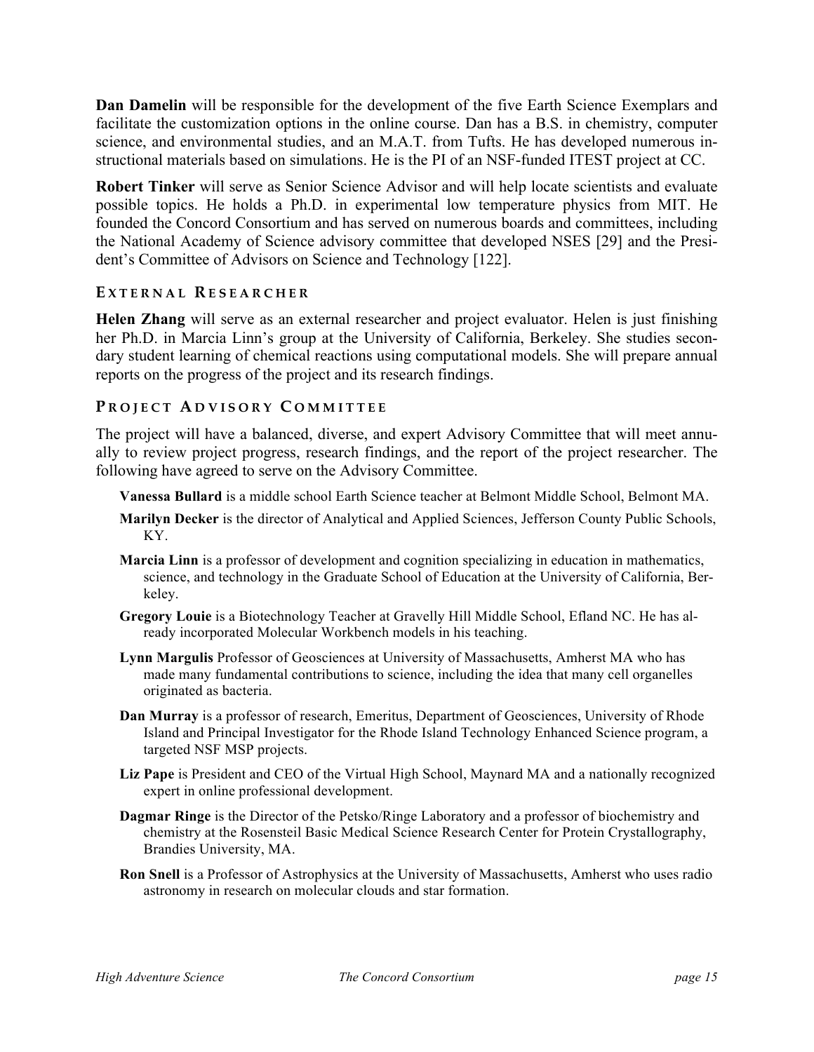**Dan Damelin** will be responsible for the development of the five Earth Science Exemplars and facilitate the customization options in the online course. Dan has a B.S. in chemistry, computer science, and environmental studies, and an M.A.T. from Tufts. He has developed numerous instructional materials based on simulations. He is the PI of an NSF-funded ITEST project at CC.

**Robert Tinker** will serve as Senior Science Advisor and will help locate scientists and evaluate possible topics. He holds a Ph.D. in experimental low temperature physics from MIT. He founded the Concord Consortium and has served on numerous boards and committees, including the National Academy of Science advisory committee that developed NSES [29] and the President's Committee of Advisors on Science and Technology [122].

### External Researcher

**Helen Zhang** will serve as an external researcher and project evaluator. Helen is just finishing her Ph.D. in Marcia Linn's group at the University of California, Berkeley. She studies secondary student learning of chemical reactions using computational models. She will prepare annual reports on the progress of the project and its research findings.

### Project Advisory Committee

The project will have a balanced, diverse, and expert Advisory Committee that will meet annually to review project progress, research findings, and the report of the project researcher. The following have agreed to serve on the Advisory Committee.

**Vanessa Bullard** is a middle school Earth Science teacher at Belmont Middle School, Belmont MA.

**Marilyn Decker** is the director of Analytical and Applied Sciences, Jefferson County Public Schools, KY.

**Marcia Linn** is a professor of development and cognition specializing in education in mathematics, science, and technology in the Graduate School of Education at the University of California, Berkeley.

**Gregory Louie** is a Biotechnology Teacher at Gravelly Hill Middle School, Efland NC. He has already incorporated Molecular Workbench models in his teaching.

**Lynn Margulis** Professor of Geosciences at University of Massachusetts, Amherst MA who has made many fundamental contributions to science, including the idea that many cell organelles originated as bacteria.

**Dan Murray** is a professor of research, Emeritus, Department of Geosciences, University of Rhode Island and Principal Investigator for the Rhode Island Technology Enhanced Science program, a targeted NSF MSP projects.

**Liz Pape** is President and CEO of the Virtual High School, Maynard MA and a nationally recognized expert in online professional development.

**Dagmar Ringe** is the Director of the Petsko/Ringe Laboratory and a professor of biochemistry and chemistry at the Rosensteil Basic Medical Science Research Center for Protein Crystallography, Brandies University, MA.

**Ron Snell** is a Professor of Astrophysics at the University of Massachusetts, Amherst who uses radio astronomy in research on molecular clouds and star formation.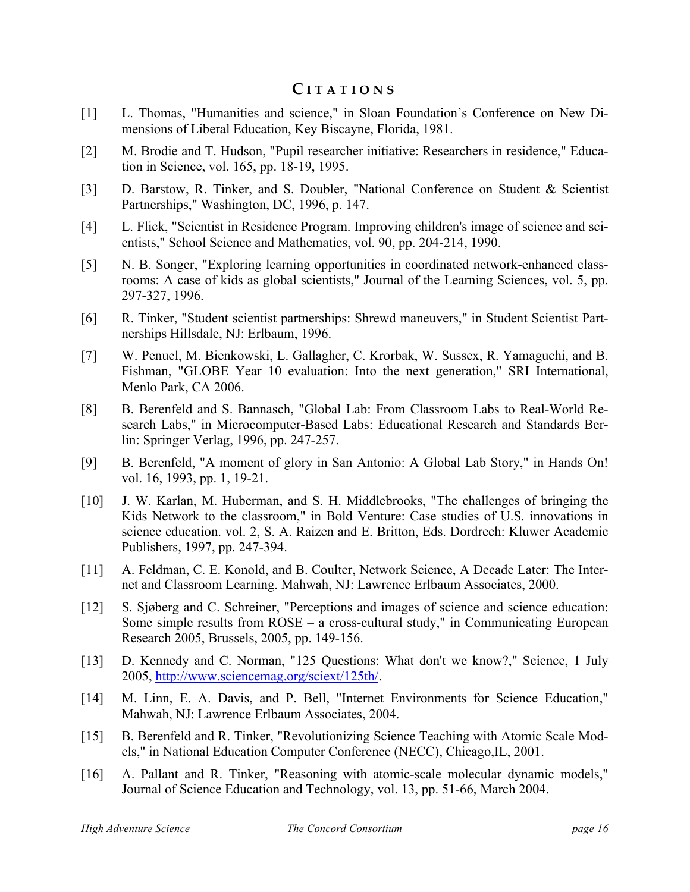# CITATIONS

[1] L. Thomas, "Humanities and science," in Sloan Foundation's Conference on New Dimensions of Liberal Education, Key Biscayne, Florida, 1981.

[2] M. Brodie and T. Hudson, "Pupil researcher initiative: Researchers in residence," Education in Science, vol. 165, pp. 18-19, 1995.

[3] D. Barstow, R. Tinker, and S. Doubler, "National Conference on Student & Scientist Partnerships," Washington, DC, 1996, p. 147.

[4] L. Flick, "Scientist in Residence Program. Improving children's image of science and scientists," School Science and Mathematics, vol. 90, pp. 204-214, 1990.

[5] N. B. Songer, "Exploring learning opportunities in coordinated network-enhanced classrooms: A case of kids as global scientists," Journal of the Learning Sciences, vol. 5, pp. 297-327, 1996.

[6] R. Tinker, "Student scientist partnerships: Shrewd maneuvers," in Student Scientist Partnerships Hillsdale, NJ: Erlbaum, 1996.

[7] W. Penuel, M. Bienkowski, L. Gallagher, C. Krorbak, W. Sussex, R. Yamaguchi, and B. Fishman, "GLOBE Year 10 evaluation: Into the next generation," SRI International, Menlo Park, CA 2006.

[8] B. Berenfeld and S. Bannasch, "Global Lab: From Classroom Labs to Real-World Research Labs," in Microcomputer-Based Labs: Educational Research and Standards Berlin: Springer Verlag, 1996, pp. 247-257.

[9] B. Berenfeld, "A moment of glory in San Antonio: A Global Lab Story," in Hands On! vol. 16, 1993, pp. 1, 19-21.

[10] J. W. Karlan, M. Huberman, and S. H. Middlebrooks, "The challenges of bringing the Kids Network to the classroom," in Bold Venture: Case studies of U.S. innovations in science education. vol. 2, S. A. Raizen and E. Britton, Eds. Dordrech: Kluwer Academic Publishers, 1997, pp. 247-394.

[11] A. Feldman, C. E. Konold, and B. Coulter, Network Science, A Decade Later: The Internet and Classroom Learning. Mahwah, NJ: Lawrence Erlbaum Associates, 2000.

[12] S. Sjøberg and C. Schreiner, "Perceptions and images of science and science education: Some simple results from ROSE – a cross-cultural study," in Communicating European Research 2005, Brussels, 2005, pp. 149-156.

[13] D. Kennedy and C. Norman, "125 Questions: What don't we know?," Science, 1 July 2005, http://www.sciencemag.org/sciext/125th/.

[14] M. Linn, E. A. Davis, and P. Bell, "Internet Environments for Science Education," Mahwah, NJ: Lawrence Erlbaum Associates, 2004.

[15] B. Berenfeld and R. Tinker, "Revolutionizing Science Teaching with Atomic Scale Models," in National Education Computer Conference (NECC), Chicago,IL, 2001.

[16] A. Pallant and R. Tinker, "Reasoning with atomic-scale molecular dynamic models," Journal of Science Education and Technology, vol. 13, pp. 51-66, March 2004.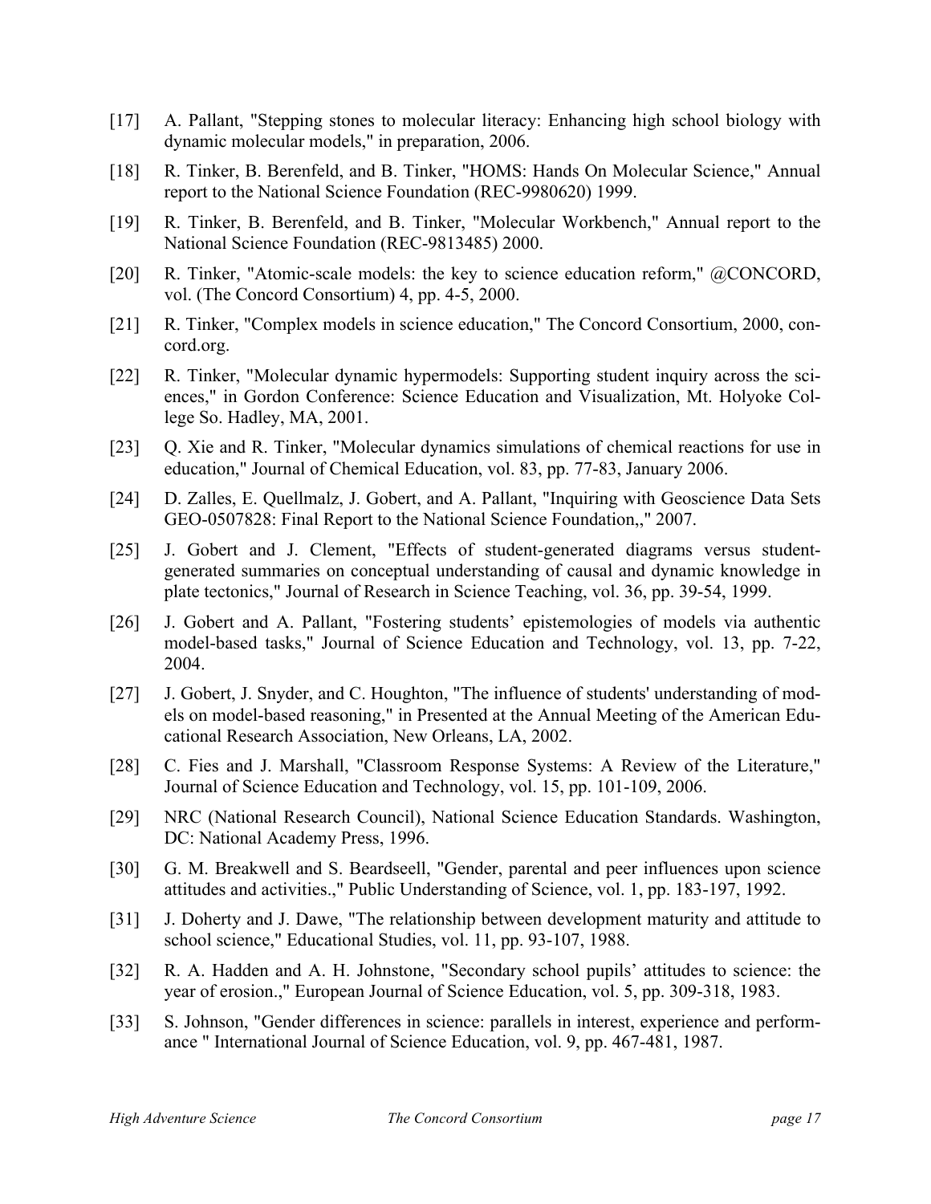[17] A. Pallant, "Stepping stones to molecular literacy: Enhancing high school biology with dynamic molecular models," in preparation, 2006.

[18] R. Tinker, B. Berenfeld, and B. Tinker, "HOMS: Hands On Molecular Science," Annual report to the National Science Foundation (REC-9980620) 1999.

[19] R. Tinker, B. Berenfeld, and B. Tinker, "Molecular Workbench," Annual report to the National Science Foundation (REC-9813485) 2000.

[20] R. Tinker, "Atomic-scale models: the key to science education reform," @CONCORD, vol. (The Concord Consortium) 4, pp. 4-5, 2000.

[21] R. Tinker, "Complex models in science education," The Concord Consortium, 2000, concord.org.

[22] R. Tinker, "Molecular dynamic hypermodels: Supporting student inquiry across the sciences," in Gordon Conference: Science Education and Visualization, Mt. Holyoke College So. Hadley, MA, 2001.

[23] Q. Xie and R. Tinker, "Molecular dynamics simulations of chemical reactions for use in education," Journal of Chemical Education, vol. 83, pp. 77-83, January 2006.

[24] D. Zalles, E. Quellmalz, J. Gobert, and A. Pallant, "Inquiring with Geoscience Data Sets GEO-0507828: Final Report to the National Science Foundation,," 2007.

[25] J. Gobert and J. Clement, "Effects of student-generated diagrams versus student-generated summaries on conceptual understanding of causal and dynamic knowledge in plate tectonics," Journal of Research in Science Teaching, vol. 36, pp. 39-54, 1999.

[26] J. Gobert and A. Pallant, "Fostering students' epistemologies of models via authentic model-based tasks," Journal of Science Education and Technology, vol. 13, pp. 7-22, 2004.

[27] J. Gobert, J. Snyder, and C. Houghton, "The influence of students' understanding of models on model-based reasoning," in Presented at the Annual Meeting of the American Educational Research Association, New Orleans, LA, 2002.

[28] C. Fies and J. Marshall, "Classroom Response Systems: A Review of the Literature," Journal of Science Education and Technology, vol. 15, pp. 101-109, 2006.

[29] NRC (National Research Council), National Science Education Standards. Washington, DC: National Academy Press, 1996.

[30] G. M. Breakwell and S. Beardseell, "Gender, parental and peer influences upon science attitudes and activities.," Public Understanding of Science, vol. 1, pp. 183-197, 1992.

[31] J. Doherty and J. Dawe, "The relationship between development maturity and attitude to school science," Educational Studies, vol. 11, pp. 93-107, 1988.

[32] R. A. Hadden and A. H. Johnstone, "Secondary school pupils' attitudes to science: the year of erosion.," European Journal of Science Education, vol. 5, pp. 309-318, 1983.

[33] S. Johnson, "Gender differences in science: parallels in interest, experience and performance " International Journal of Science Education, vol. 9, pp. 467-481, 1987.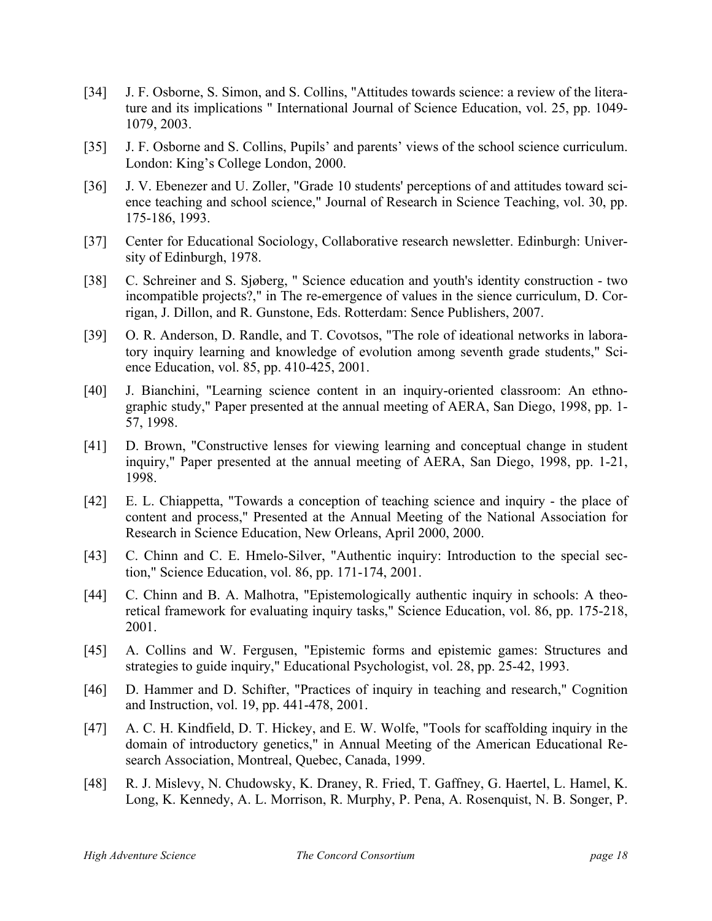[34] J. F. Osborne, S. Simon, and S. Collins, "Attitudes towards science: a review of the literature and its implications " International Journal of Science Education, vol. 25, pp. 1049-1079, 2003.

[35] J. F. Osborne and S. Collins, Pupils' and parents' views of the school science curriculum. London: King's College London, 2000.

[36] J. V. Ebenezer and U. Zoller, "Grade 10 students' perceptions of and attitudes toward science teaching and school science," Journal of Research in Science Teaching, vol. 30, pp. 175-186, 1993.

[37] Center for Educational Sociology, Collaborative research newsletter. Edinburgh: University of Edinburgh, 1978.

[38] C. Schreiner and S. Sjøberg, " Science education and youth's identity construction - two incompatible projects?," in The re-emergence of values in the sience curriculum, D. Corrigan, J. Dillon, and R. Gunstone, Eds. Rotterdam: Sence Publishers, 2007.

[39] O. R. Anderson, D. Randle, and T. Covotsos, "The role of ideational networks in laboratory inquiry learning and knowledge of evolution among seventh grade students," Science Education, vol. 85, pp. 410-425, 2001.

[40] J. Bianchini, "Learning science content in an inquiry-oriented classroom: An ethnographic study," Paper presented at the annual meeting of AERA, San Diego, 1998, pp. 1-57, 1998.

[41] D. Brown, "Constructive lenses for viewing learning and conceptual change in student inquiry," Paper presented at the annual meeting of AERA, San Diego, 1998, pp. 1-21, 1998.

[42] E. L. Chiappetta, "Towards a conception of teaching science and inquiry - the place of content and process," Presented at the Annual Meeting of the National Association for Research in Science Education, New Orleans, April 2000, 2000.

[43] C. Chinn and C. E. Hmelo-Silver, "Authentic inquiry: Introduction to the special section," Science Education, vol. 86, pp. 171-174, 2001.

[44] C. Chinn and B. A. Malhotra, "Epistemologically authentic inquiry in schools: A theoretical framework for evaluating inquiry tasks," Science Education, vol. 86, pp. 175-218, 2001.

[45] A. Collins and W. Fergusen, "Epistemic forms and epistemic games: Structures and strategies to guide inquiry," Educational Psychologist, vol. 28, pp. 25-42, 1993.

[46] D. Hammer and D. Schifter, "Practices of inquiry in teaching and research," Cognition and Instruction, vol. 19, pp. 441-478, 2001.

[47] A. C. H. Kindfield, D. T. Hickey, and E. W. Wolfe, "Tools for scaffolding inquiry in the domain of introductory genetics," in Annual Meeting of the American Educational Research Association, Montreal, Quebec, Canada, 1999.

[48] R. J. Mislevy, N. Chudowsky, K. Draney, R. Fried, T. Gaffney, G. Haertel, L. Hamel, K. Long, K. Kennedy, A. L. Morrison, R. Murphy, P. Pena, A. Rosenquist, N. B. Songer, P.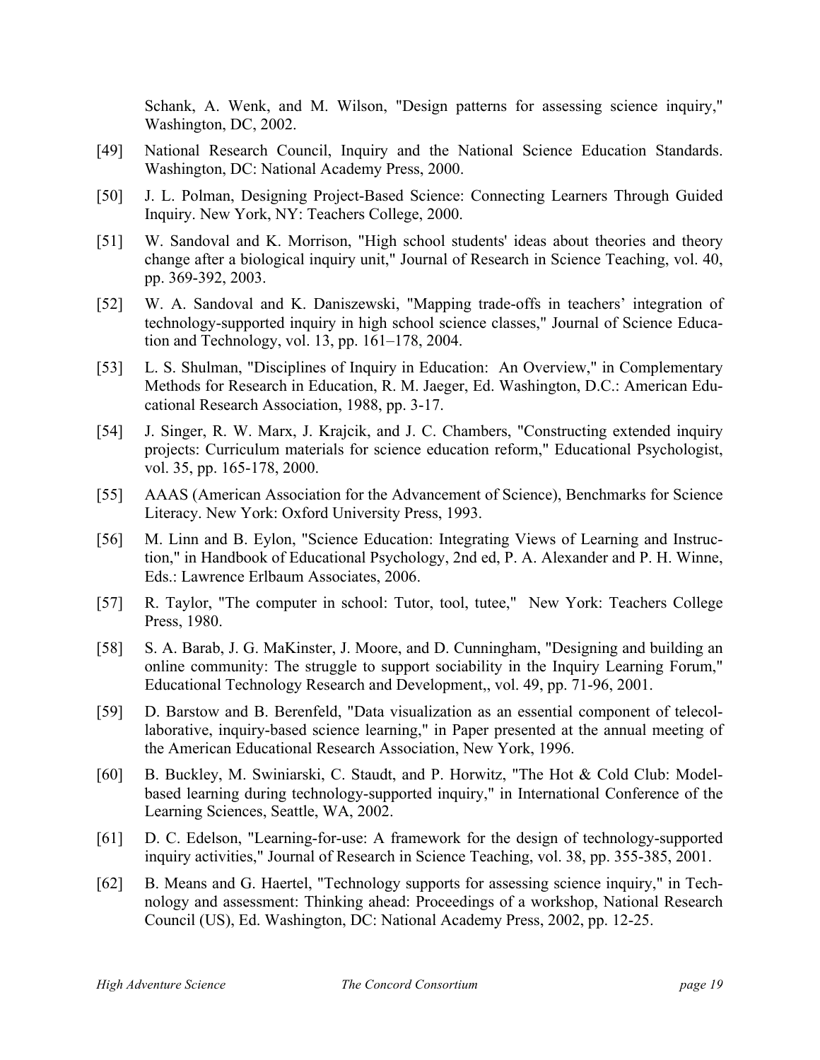Schank, A. Wenk, and M. Wilson, "Design patterns for assessing science inquiry," Washington, DC, 2002.

[49] National Research Council, Inquiry and the National Science Education Standards. Washington, DC: National Academy Press, 2000.

[50] J. L. Polman, Designing Project-Based Science: Connecting Learners Through Guided Inquiry. New York, NY: Teachers College, 2000.

[51] W. Sandoval and K. Morrison, "High school students' ideas about theories and theory change after a biological inquiry unit," Journal of Research in Science Teaching, vol. 40, pp. 369-392, 2003.

[52] W. A. Sandoval and K. Daniszewski, "Mapping trade-offs in teachers' integration of technology-supported inquiry in high school science classes," Journal of Science Education and Technology, vol. 13, pp. 161–178, 2004.

[53] L. S. Shulman, "Disciplines of Inquiry in Education: An Overview," in Complementary Methods for Research in Education, R. M. Jaeger, Ed. Washington, D.C.: American Educational Research Association, 1988, pp. 3-17.

[54] J. Singer, R. W. Marx, J. Krajcik, and J. C. Chambers, "Constructing extended inquiry projects: Curriculum materials for science education reform," Educational Psychologist, vol. 35, pp. 165-178, 2000.

[55] AAAS (American Association for the Advancement of Science), Benchmarks for Science Literacy. New York: Oxford University Press, 1993.

[56] M. Linn and B. Eylon, "Science Education: Integrating Views of Learning and Instruction," in Handbook of Educational Psychology, 2nd ed, P. A. Alexander and P. H. Winne, Eds.: Lawrence Erlbaum Associates, 2006.

[57] R. Taylor, "The computer in school: Tutor, tool, tutee," New York: Teachers College Press, 1980.

[58] S. A. Barab, J. G. MaKinster, J. Moore, and D. Cunningham, "Designing and building an online community: The struggle to support sociability in the Inquiry Learning Forum," Educational Technology Research and Development,, vol. 49, pp. 71-96, 2001.

[59] D. Barstow and B. Berenfeld, "Data visualization as an essential component of telecollaborative, inquiry-based science learning," in Paper presented at the annual meeting of the American Educational Research Association, New York, 1996.

[60] B. Buckley, M. Swiniarski, C. Staudt, and P. Horwitz, "The Hot & Cold Club: Model-based learning during technology-supported inquiry," in International Conference of the Learning Sciences, Seattle, WA, 2002.

[61] D. C. Edelson, "Learning-for-use: A framework for the design of technology-supported inquiry activities," Journal of Research in Science Teaching, vol. 38, pp. 355-385, 2001.

[62] B. Means and G. Haertel, "Technology supports for assessing science inquiry," in Technology and assessment: Thinking ahead: Proceedings of a workshop, National Research Council (US), Ed. Washington, DC: National Academy Press, 2002, pp. 12-25.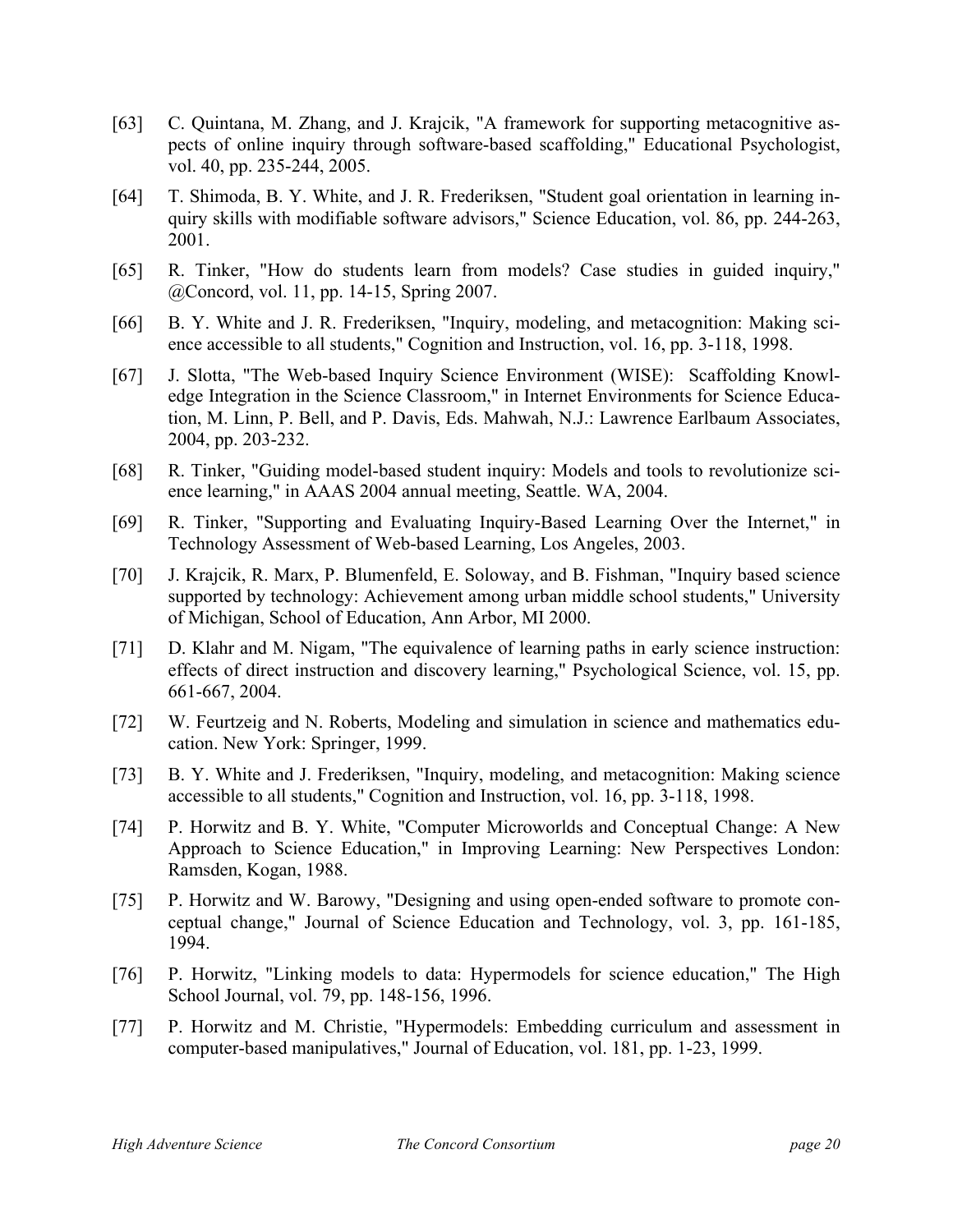[63] C. Quintana, M. Zhang, and J. Krajcik, "A framework for supporting metacognitive aspects of online inquiry through software-based scaffolding," Educational Psychologist, vol. 40, pp. 235-244, 2005.

[64] T. Shimoda, B. Y. White, and J. R. Frederiksen, "Student goal orientation in learning inquiry skills with modifiable software advisors," Science Education, vol. 86, pp. 244-263, 2001.

[65] R. Tinker, "How do students learn from models? Case studies in guided inquiry," @Concord, vol. 11, pp. 14-15, Spring 2007.

[66] B. Y. White and J. R. Frederiksen, "Inquiry, modeling, and metacognition: Making science accessible to all students," Cognition and Instruction, vol. 16, pp. 3-118, 1998.

[67] J. Slotta, "The Web-based Inquiry Science Environment (WISE): Scaffolding Knowledge Integration in the Science Classroom," in Internet Environments for Science Education, M. Linn, P. Bell, and P. Davis, Eds. Mahwah, N.J.: Lawrence Earlbaum Associates, 2004, pp. 203-232.

[68] R. Tinker, "Guiding model-based student inquiry: Models and tools to revolutionize science learning," in AAAS 2004 annual meeting, Seattle. WA, 2004.

[69] R. Tinker, "Supporting and Evaluating Inquiry-Based Learning Over the Internet," in Technology Assessment of Web-based Learning, Los Angeles, 2003.

[70] J. Krajcik, R. Marx, P. Blumenfeld, E. Soloway, and B. Fishman, "Inquiry based science supported by technology: Achievement among urban middle school students," University of Michigan, School of Education, Ann Arbor, MI 2000.

[71] D. Klahr and M. Nigam, "The equivalence of learning paths in early science instruction: effects of direct instruction and discovery learning," Psychological Science, vol. 15, pp. 661-667, 2004.

[72] W. Feurtzeig and N. Roberts, Modeling and simulation in science and mathematics education. New York: Springer, 1999.

[73] B. Y. White and J. Frederiksen, "Inquiry, modeling, and metacognition: Making science accessible to all students," Cognition and Instruction, vol. 16, pp. 3-118, 1998.

[74] P. Horwitz and B. Y. White, "Computer Microworlds and Conceptual Change: A New Approach to Science Education," in Improving Learning: New Perspectives London: Ramsden, Kogan, 1988.

[75] P. Horwitz and W. Barowy, "Designing and using open-ended software to promote conceptual change," Journal of Science Education and Technology, vol. 3, pp. 161-185, 1994.

[76] P. Horwitz, "Linking models to data: Hypermodels for science education," The High School Journal, vol. 79, pp. 148-156, 1996.

[77] P. Horwitz and M. Christie, "Hypermodels: Embedding curriculum and assessment in computer-based manipulatives," Journal of Education, vol. 181, pp. 1-23, 1999.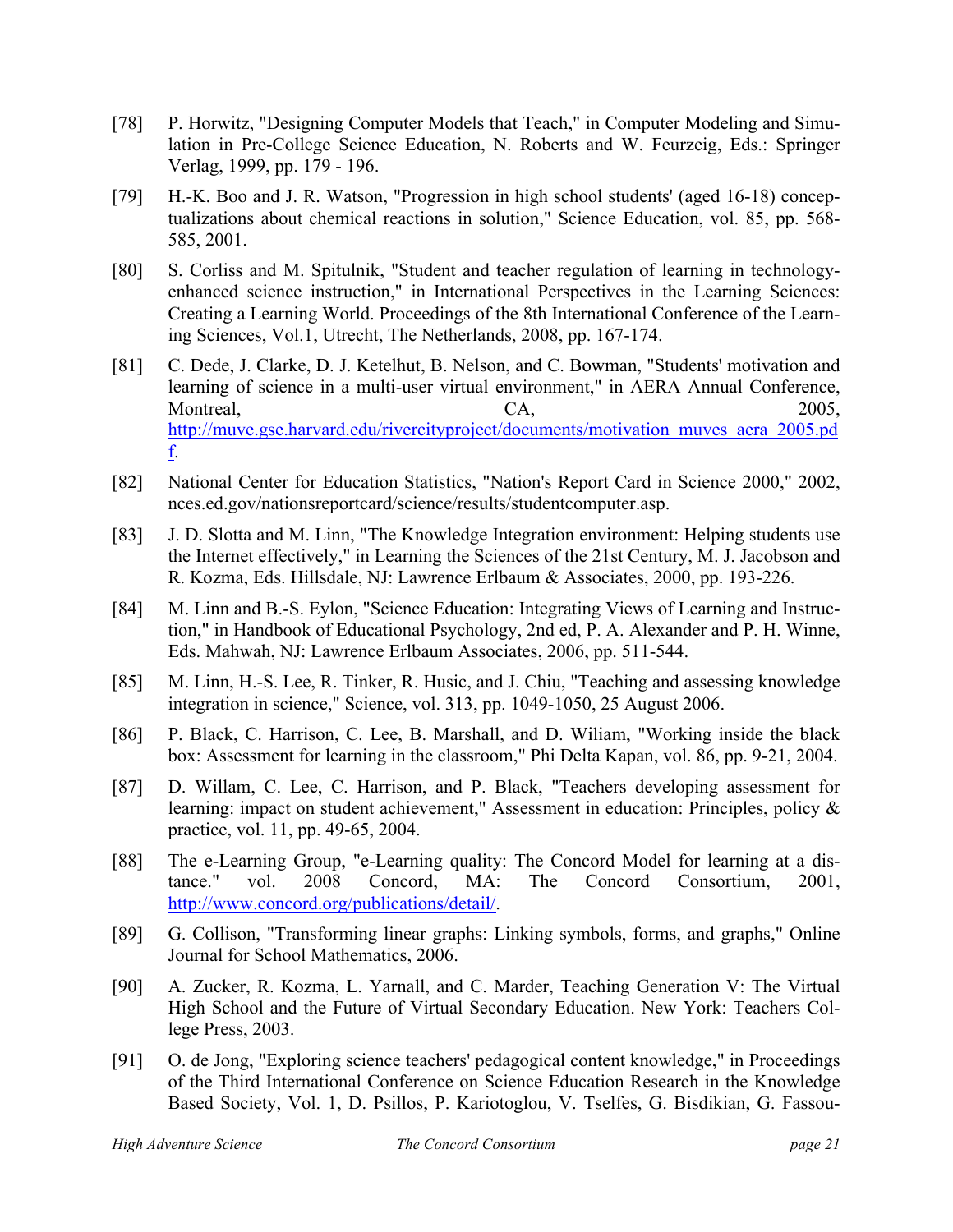[78] P. Horwitz, "Designing Computer Models that Teach," in Computer Modeling and Simulation in Pre-College Science Education, N. Roberts and W. Feurzeig, Eds.: Springer Verlag, 1999, pp. 179 - 196.

[79] H.-K. Boo and J. R. Watson, "Progression in high school students' (aged 16-18) conceptualizations about chemical reactions in solution," Science Education, vol. 85, pp. 568-585, 2001.

[80] S. Corliss and M. Spitulnik, "Student and teacher regulation of learning in technology-enhanced science instruction," in International Perspectives in the Learning Sciences: Creating a Learning World. Proceedings of the 8th International Conference of the Learning Sciences, Vol.1, Utrecht, The Netherlands, 2008, pp. 167-174.

[81] C. Dede, J. Clarke, D. J. Ketelhut, B. Nelson, and C. Bowman, "Students' motivation and learning of science in a multi-user virtual environment," in AERA Annual Conference, Montreal, CA, 2005, http://muve.gse.harvard.edu/rivercityproject/documents/motivation_muves_aera_2005.pdf.

[82] National Center for Education Statistics, "Nation's Report Card in Science 2000," 2002, nces.ed.gov/nationsreportcard/science/results/studentcomputer.asp.

[83] J. D. Slotta and M. Linn, "The Knowledge Integration environment: Helping students use the Internet effectively," in Learning the Sciences of the 21st Century, M. J. Jacobson and R. Kozma, Eds. Hillsdale, NJ: Lawrence Erlbaum & Associates, 2000, pp. 193-226.

[84] M. Linn and B.-S. Eylon, "Science Education: Integrating Views of Learning and Instruction," in Handbook of Educational Psychology, 2nd ed, P. A. Alexander and P. H. Winne, Eds. Mahwah, NJ: Lawrence Erlbaum Associates, 2006, pp. 511-544.

[85] M. Linn, H.-S. Lee, R. Tinker, R. Husic, and J. Chiu, "Teaching and assessing knowledge integration in science," Science, vol. 313, pp. 1049-1050, 25 August 2006.

[86] P. Black, C. Harrison, C. Lee, B. Marshall, and D. Wiliam, "Working inside the black box: Assessment for learning in the classroom," Phi Delta Kapan, vol. 86, pp. 9-21, 2004.

[87] D. Willam, C. Lee, C. Harrison, and P. Black, "Teachers developing assessment for learning: impact on student achievement," Assessment in education: Principles, policy & practice, vol. 11, pp. 49-65, 2004.

[88] The e-Learning Group, "e-Learning quality: The Concord Model for learning at a distance." vol. 2008 Concord, MA: The Concord Consortium, 2001, http://www.concord.org/publications/detail/.

[89] G. Collison, "Transforming linear graphs: Linking symbols, forms, and graphs," Online Journal for School Mathematics, 2006.

[90] A. Zucker, R. Kozma, L. Yarnall, and C. Marder, Teaching Generation V: The Virtual High School and the Future of Virtual Secondary Education. New York: Teachers College Press, 2003.

[91] O. de Jong, "Exploring science teachers' pedagogical content knowledge," in Proceedings of the Third International Conference on Science Education Research in the Knowledge Based Society, Vol. 1, D. Psillos, P. Kariotoglou, V. Tselfes, G. Bisdikian, G. Fassou-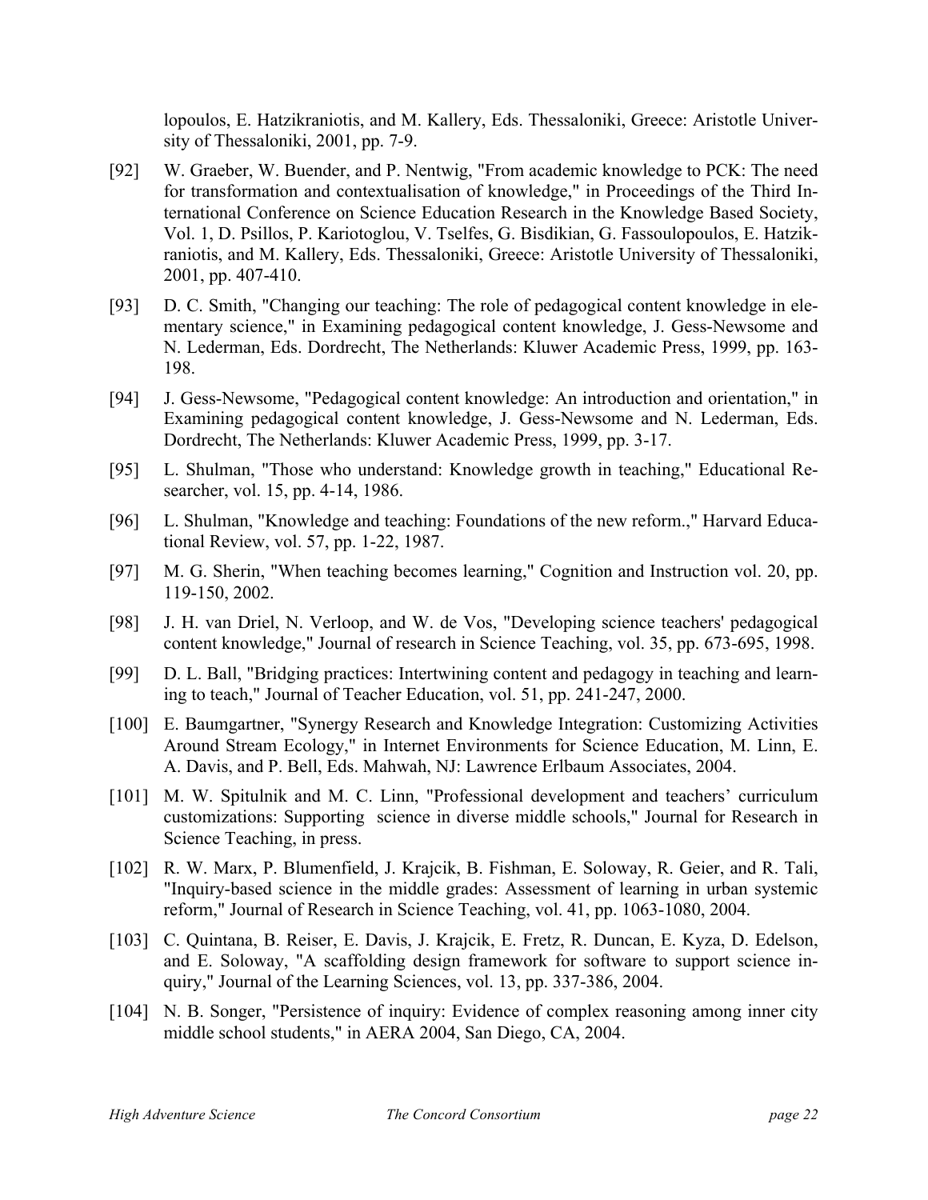lopoulos, E. Hatzikraniotis, and M. Kallery, Eds. Thessaloniki, Greece: Aristotle University of Thessaloniki, 2001, pp. 7-9.

[92] W. Graeber, W. Buender, and P. Nentwig, "From academic knowledge to PCK: The need for transformation and contextualisation of knowledge," in Proceedings of the Third International Conference on Science Education Research in the Knowledge Based Society, Vol. 1, D. Psillos, P. Kariotoglou, V. Tselfes, G. Bisdikian, G. Fassoulopoulos, E. Hatzikraniotis, and M. Kallery, Eds. Thessaloniki, Greece: Aristotle University of Thessaloniki, 2001, pp. 407-410.

[93] D. C. Smith, "Changing our teaching: The role of pedagogical content knowledge in elementary science," in Examining pedagogical content knowledge, J. Gess-Newsome and N. Lederman, Eds. Dordrecht, The Netherlands: Kluwer Academic Press, 1999, pp. 163-198.

[94] J. Gess-Newsome, "Pedagogical content knowledge: An introduction and orientation," in Examining pedagogical content knowledge, J. Gess-Newsome and N. Lederman, Eds. Dordrecht, The Netherlands: Kluwer Academic Press, 1999, pp. 3-17.

[95] L. Shulman, "Those who understand: Knowledge growth in teaching," Educational Researcher, vol. 15, pp. 4-14, 1986.

[96] L. Shulman, "Knowledge and teaching: Foundations of the new reform.," Harvard Educational Review, vol. 57, pp. 1-22, 1987.

[97] M. G. Sherin, "When teaching becomes learning," Cognition and Instruction vol. 20, pp. 119-150, 2002.

[98] J. H. van Driel, N. Verloop, and W. de Vos, "Developing science teachers' pedagogical content knowledge," Journal of research in Science Teaching, vol. 35, pp. 673-695, 1998.

[99] D. L. Ball, "Bridging practices: Intertwining content and pedagogy in teaching and learning to teach," Journal of Teacher Education, vol. 51, pp. 241-247, 2000.

[100] E. Baumgartner, "Synergy Research and Knowledge Integration: Customizing Activities Around Stream Ecology," in Internet Environments for Science Education, M. Linn, E. A. Davis, and P. Bell, Eds. Mahwah, NJ: Lawrence Erlbaum Associates, 2004.

[101] M. W. Spitulnik and M. C. Linn, "Professional development and teachers' curriculum customizations: Supporting science in diverse middle schools," Journal for Research in Science Teaching, in press.

[102] R. W. Marx, P. Blumenfield, J. Krajcik, B. Fishman, E. Soloway, R. Geier, and R. Tali, "Inquiry-based science in the middle grades: Assessment of learning in urban systemic reform," Journal of Research in Science Teaching, vol. 41, pp. 1063-1080, 2004.

[103] C. Quintana, B. Reiser, E. Davis, J. Krajcik, E. Fretz, R. Duncan, E. Kyza, D. Edelson, and E. Soloway, "A scaffolding design framework for software to support science inquiry," Journal of the Learning Sciences, vol. 13, pp. 337-386, 2004.

[104] N. B. Songer, "Persistence of inquiry: Evidence of complex reasoning among inner city middle school students," in AERA 2004, San Diego, CA, 2004.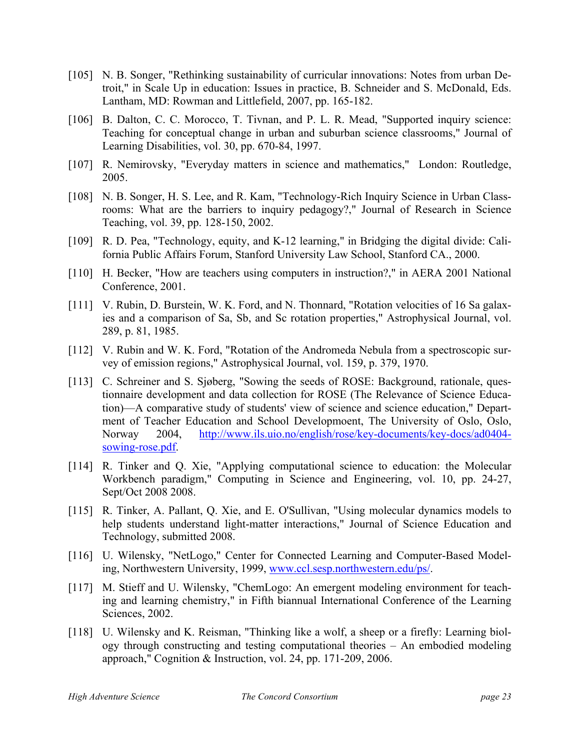[105] N. B. Songer, "Rethinking sustainability of curricular innovations: Notes from urban Detroit," in Scale Up in education: Issues in practice, B. Schneider and S. McDonald, Eds. Lantham, MD: Rowman and Littlefield, 2007, pp. 165-182.

[106] B. Dalton, C. C. Morocco, T. Tivnan, and P. L. R. Mead, "Supported inquiry science: Teaching for conceptual change in urban and suburban science classrooms," Journal of Learning Disabilities, vol. 30, pp. 670-84, 1997.

[107] R. Nemirovsky, "Everyday matters in science and mathematics," London: Routledge, 2005.

[108] N. B. Songer, H. S. Lee, and R. Kam, "Technology-Rich Inquiry Science in Urban Classrooms: What are the barriers to inquiry pedagogy?," Journal of Research in Science Teaching, vol. 39, pp. 128-150, 2002.

[109] R. D. Pea, "Technology, equity, and K-12 learning," in Bridging the digital divide: California Public Affairs Forum, Stanford University Law School, Stanford CA., 2000.

[110] H. Becker, "How are teachers using computers in instruction?," in AERA 2001 National Conference, 2001.

[111] V. Rubin, D. Burstein, W. K. Ford, and N. Thonnard, "Rotation velocities of 16 Sa galaxies and a comparison of Sa, Sb, and Sc rotation properties," Astrophysical Journal, vol. 289, p. 81, 1985.

[112] V. Rubin and W. K. Ford, "Rotation of the Andromeda Nebula from a spectroscopic survey of emission regions," Astrophysical Journal, vol. 159, p. 379, 1970.

[113] C. Schreiner and S. Sjøberg, "Sowing the seeds of ROSE: Background, rationale, questionnaire development and data collection for ROSE (The Relevance of Science Education)—A comparative study of students' view of science and science education," Department of Teacher Education and School Developmoent, The University of Oslo, Oslo, Norway 2004, http://www.ils.uio.no/english/rose/key-documents/key-docs/ad0404-sowing-rose.pdf.

[114] R. Tinker and Q. Xie, "Applying computational science to education: the Molecular Workbench paradigm," Computing in Science and Engineering, vol. 10, pp. 24-27, Sept/Oct 2008 2008.

[115] R. Tinker, A. Pallant, Q. Xie, and E. O'Sullivan, "Using molecular dynamics models to help students understand light-matter interactions," Journal of Science Education and Technology, submitted 2008.

[116] U. Wilensky, "NetLogo," Center for Connected Learning and Computer-Based Modeling, Northwestern University, 1999, www.ccl.sesp.northwestern.edu/ps/.

[117] M. Stieff and U. Wilensky, "ChemLogo: An emergent modeling environment for teaching and learning chemistry," in Fifth biannual International Conference of the Learning Sciences, 2002.

[118] U. Wilensky and K. Reisman, "Thinking like a wolf, a sheep or a firefly: Learning biology through constructing and testing computational theories – An embodied modeling approach," Cognition & Instruction, vol. 24, pp. 171-209, 2006.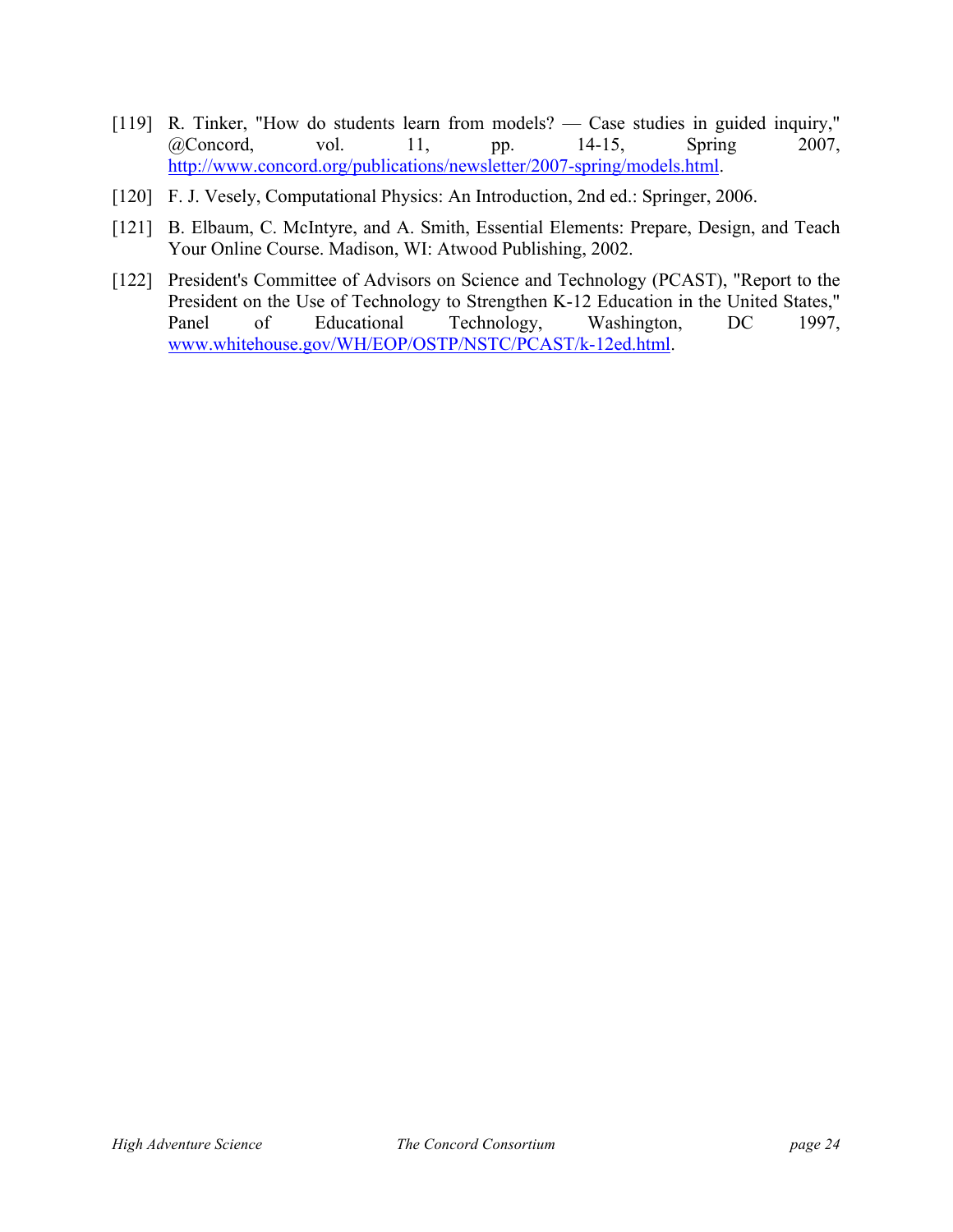[119] R. Tinker, "How do students learn from models? — Case studies in guided inquiry," @Concord, vol. 11, pp. 14-15, Spring 2007, http://www.concord.org/publications/newsletter/2007-spring/models.html.

[120] F. J. Vesely, Computational Physics: An Introduction, 2nd ed.: Springer, 2006.

[121] B. Elbaum, C. McIntyre, and A. Smith, Essential Elements: Prepare, Design, and Teach Your Online Course. Madison, WI: Atwood Publishing, 2002.

[122] President's Committee of Advisors on Science and Technology (PCAST), "Report to the President on the Use of Technology to Strengthen K-12 Education in the United States," Panel of Educational Technology, Washington, DC 1997, www.whitehouse.gov/WH/EOP/OSTP/NSTC/PCAST/k-12ed.html.